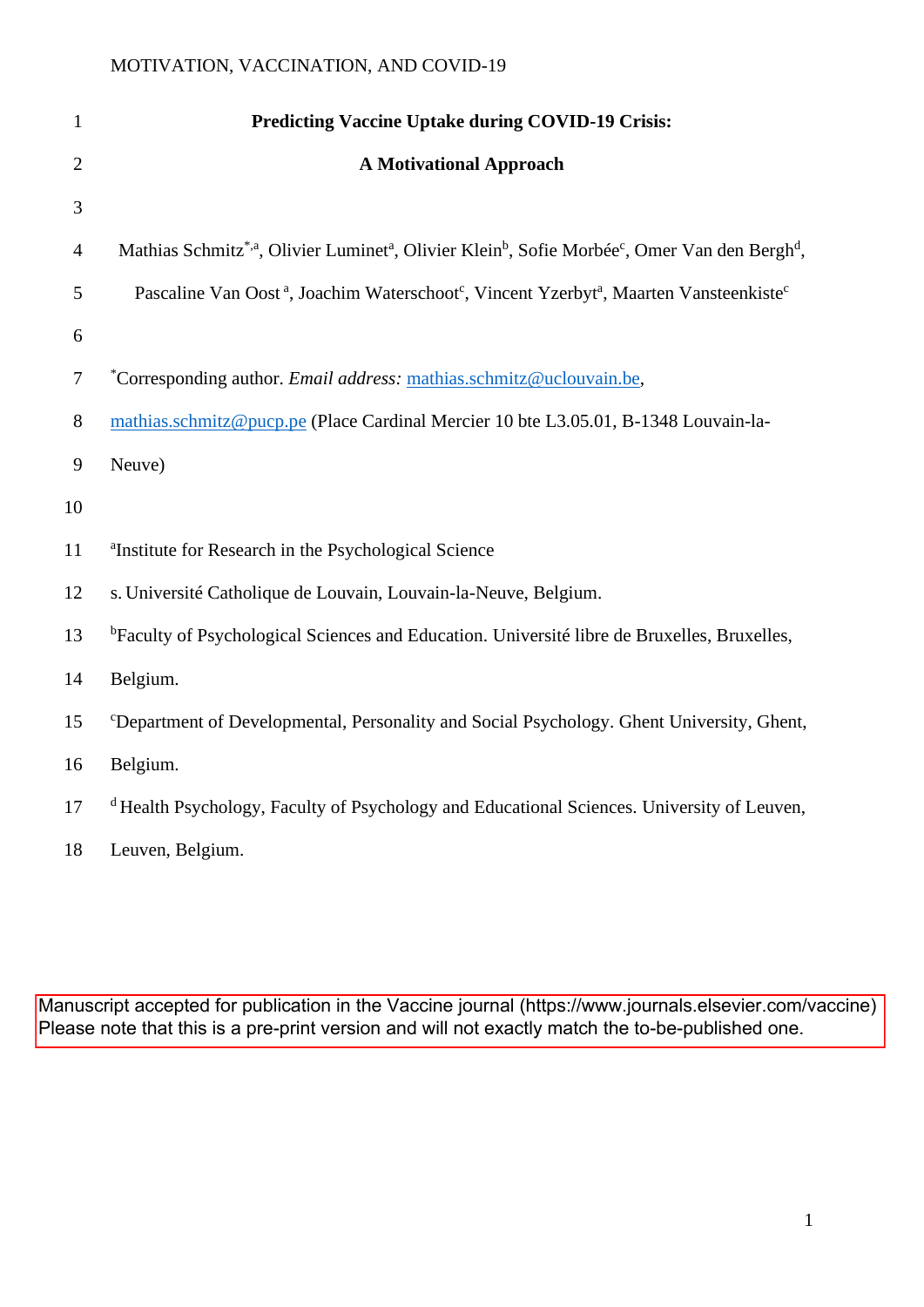# Predicting Vaccine Uptake during COVID-19 Crisis:

## A Motivational Approach

Mathias Schmitz[*,a], Olivier Luminet[a], Olivier Klein[b], Sofie Morbée[c], Omer Van den Bergh[d], Pascaline Van Oost [a], Joachim Waterschoot[c], Vincent Yzerbyt[a], Maarten Vansteenkiste[c]

[*]Corresponding author. *Email address:* mathias.schmitz@uclouvain.be, mathias.schmitz@pucp.pe (Place Cardinal Mercier 10 bte L3.05.01, B-1348 Louvain-la-Neuve)

[a]Institute for Research in the Psychological Sciences. Université Catholique de Louvain, Louvain-la-Neuve, Belgium.

[b]Faculty of Psychological Sciences and Education. Université libre de Bruxelles, Bruxelles, Belgium.

[c]Department of Developmental, Personality and Social Psychology. Ghent University, Ghent, Belgium.

[d] Health Psychology, Faculty of Psychology and Educational Sciences. University of Leuven, Leuven, Belgium.

Manuscript accepted for publication in the Vaccine journal (https://www.journals.elsevier.com/vaccine)
Please note that this is a pre-print version and will not exactly match the to-be-published one.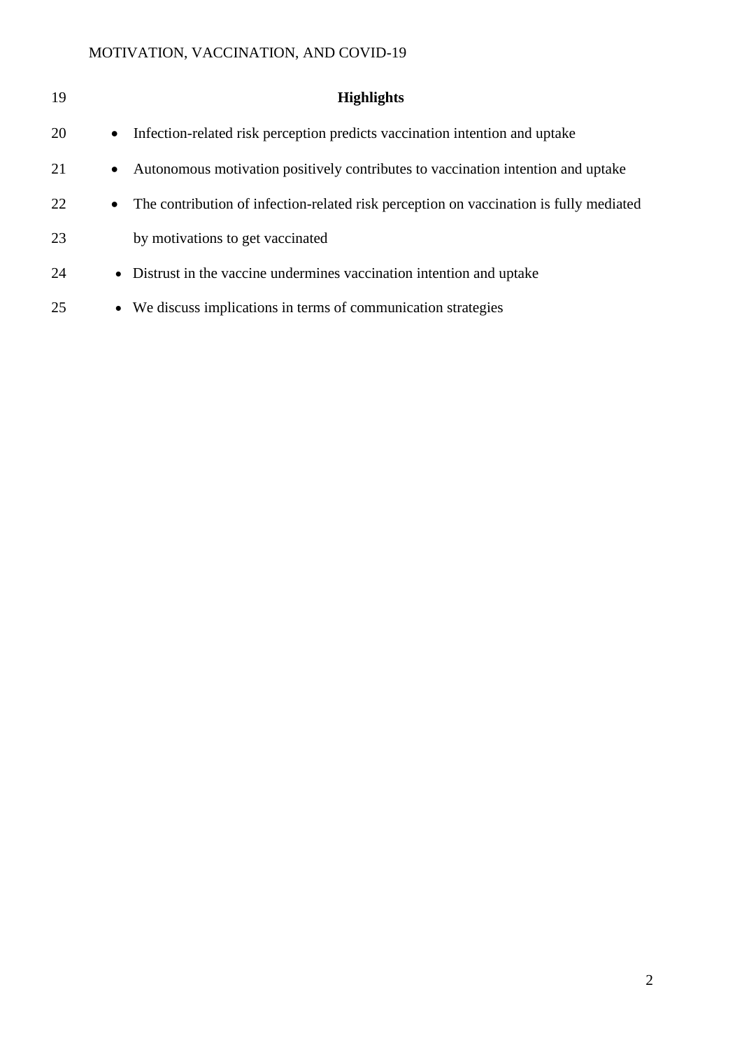## Highlights

- Infection-related risk perception predicts vaccination intention and uptake
- Autonomous motivation positively contributes to vaccination intention and uptake
- The contribution of infection-related risk perception on vaccination is fully mediated by motivations to get vaccinated
- Distrust in the vaccine undermines vaccination intention and uptake
- We discuss implications in terms of communication strategies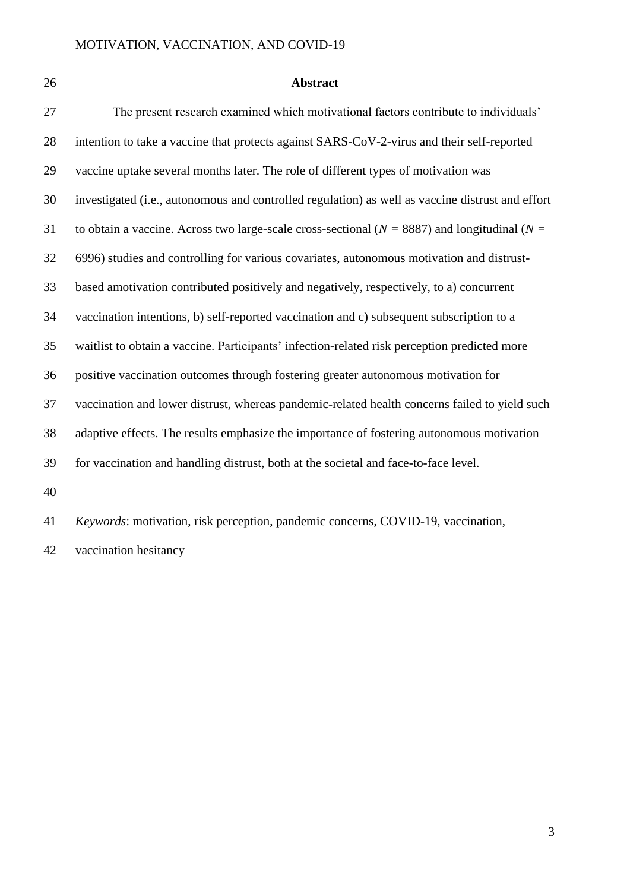# Abstract

The present research examined which motivational factors contribute to individuals' intention to take a vaccine that protects against SARS-CoV-2-virus and their self-reported vaccine uptake several months later. The role of different types of motivation was investigated (i.e., autonomous and controlled regulation) as well as vaccine distrust and effort to obtain a vaccine. Across two large-scale cross-sectional ($N$ = 8887) and longitudinal ($N$ = 6996) studies and controlling for various covariates, autonomous motivation and distrust-based amotivation contributed positively and negatively, respectively, to a) concurrent vaccination intentions, b) self-reported vaccination and c) subsequent subscription to a waitlist to obtain a vaccine. Participants' infection-related risk perception predicted more positive vaccination outcomes through fostering greater autonomous motivation for vaccination and lower distrust, whereas pandemic-related health concerns failed to yield such adaptive effects. The results emphasize the importance of fostering autonomous motivation for vaccination and handling distrust, both at the societal and face-to-face level.

*Keywords*: motivation, risk perception, pandemic concerns, COVID-19, vaccination, vaccination hesitancy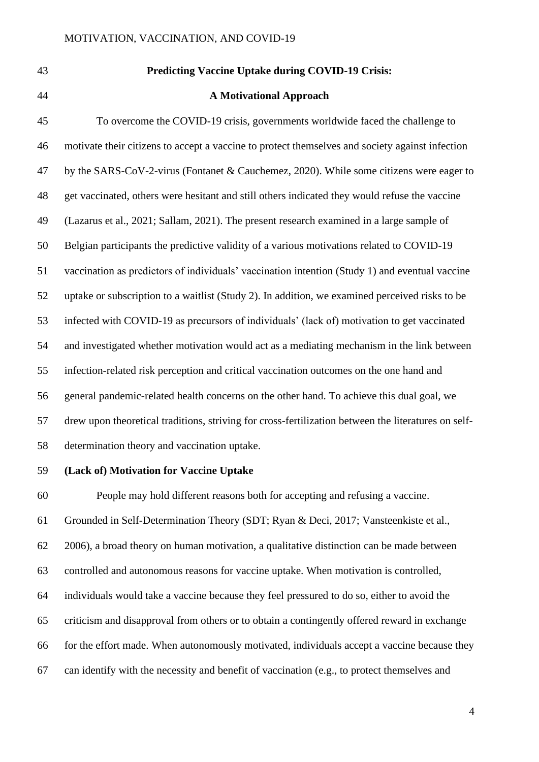## Predicting Vaccine Uptake during COVID-19 Crisis: A Motivational Approach

To overcome the COVID-19 crisis, governments worldwide faced the challenge to motivate their citizens to accept a vaccine to protect themselves and society against infection by the SARS-CoV-2-virus (Fontanet & Cauchemez, 2020). While some citizens were eager to get vaccinated, others were hesitant and still others indicated they would refuse the vaccine (Lazarus et al., 2021; Sallam, 2021). The present research examined in a large sample of Belgian participants the predictive validity of a various motivations related to COVID-19 vaccination as predictors of individuals' vaccination intention (Study 1) and eventual vaccine uptake or subscription to a waitlist (Study 2). In addition, we examined perceived risks to be infected with COVID-19 as precursors of individuals' (lack of) motivation to get vaccinated and investigated whether motivation would act as a mediating mechanism in the link between infection-related risk perception and critical vaccination outcomes on the one hand and general pandemic-related health concerns on the other hand. To achieve this dual goal, we drew upon theoretical traditions, striving for cross-fertilization between the literatures on self-determination theory and vaccination uptake.

### (Lack of) Motivation for Vaccine Uptake

People may hold different reasons both for accepting and refusing a vaccine. Grounded in Self-Determination Theory (SDT; Ryan & Deci, 2017; Vansteenkiste et al., 2006), a broad theory on human motivation, a qualitative distinction can be made between controlled and autonomous reasons for vaccine uptake. When motivation is controlled, individuals would take a vaccine because they feel pressured to do so, either to avoid the criticism and disapproval from others or to obtain a contingently offered reward in exchange for the effort made. When autonomously motivated, individuals accept a vaccine because they can identify with the necessity and benefit of vaccination (e.g., to protect themselves and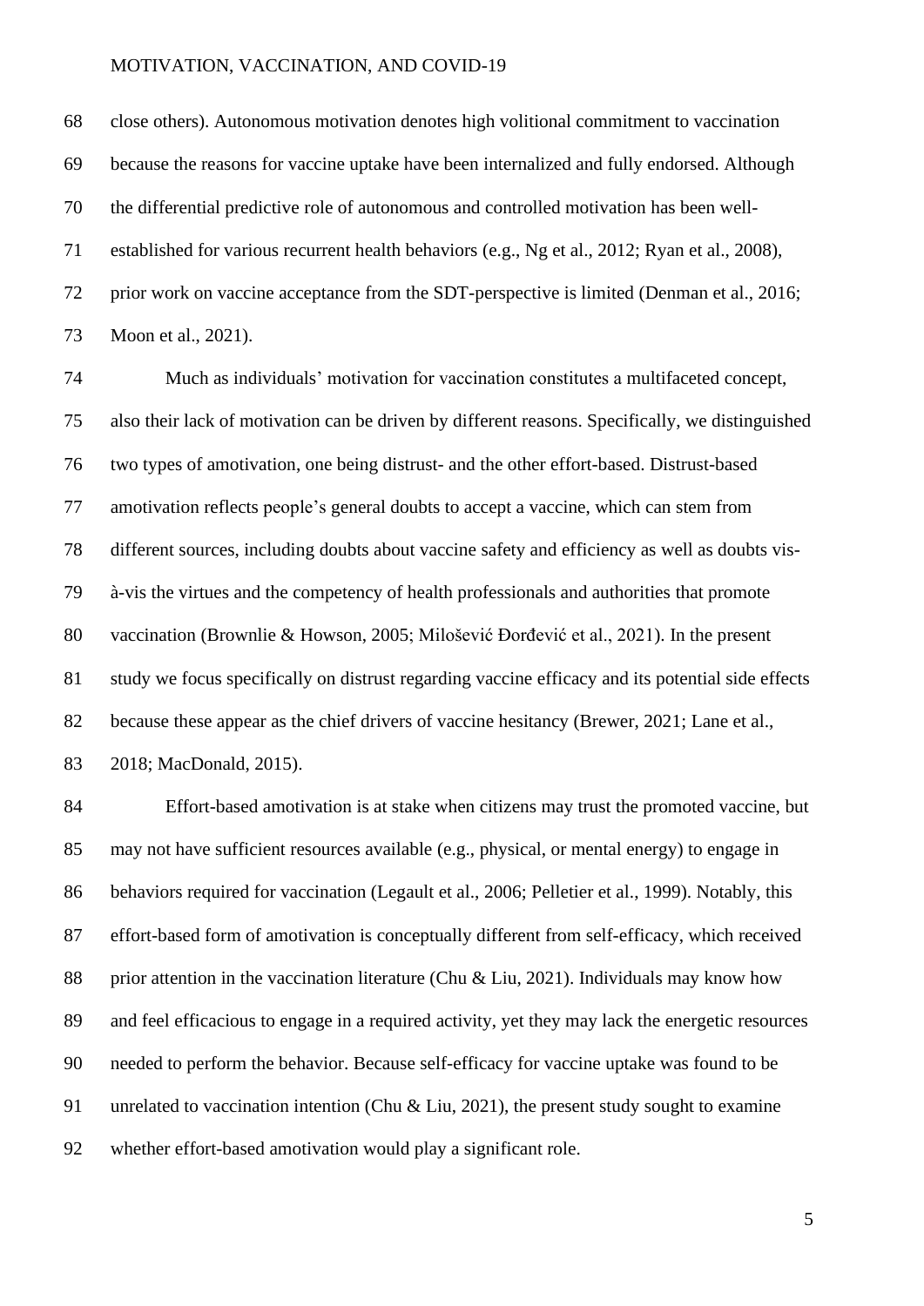close others). Autonomous motivation denotes high volitional commitment to vaccination because the reasons for vaccine uptake have been internalized and fully endorsed. Although the differential predictive role of autonomous and controlled motivation has been well-established for various recurrent health behaviors (e.g., Ng et al., 2012; Ryan et al., 2008), prior work on vaccine acceptance from the SDT-perspective is limited (Denman et al., 2016; Moon et al., 2021).

Much as individuals' motivation for vaccination constitutes a multifaceted concept, also their lack of motivation can be driven by different reasons. Specifically, we distinguished two types of amotivation, one being distrust- and the other effort-based. Distrust-based amotivation reflects people's general doubts to accept a vaccine, which can stem from different sources, including doubts about vaccine safety and efficiency as well as doubts vis-à-vis the virtues and the competency of health professionals and authorities that promote vaccination (Brownlie & Howson, 2005; Milošević Đorđević et al., 2021). In the present study we focus specifically on distrust regarding vaccine efficacy and its potential side effects because these appear as the chief drivers of vaccine hesitancy (Brewer, 2021; Lane et al., 2018; MacDonald, 2015).

Effort-based amotivation is at stake when citizens may trust the promoted vaccine, but may not have sufficient resources available (e.g., physical, or mental energy) to engage in behaviors required for vaccination (Legault et al., 2006; Pelletier et al., 1999). Notably, this effort-based form of amotivation is conceptually different from self-efficacy, which received prior attention in the vaccination literature (Chu & Liu, 2021). Individuals may know how and feel efficacious to engage in a required activity, yet they may lack the energetic resources needed to perform the behavior. Because self-efficacy for vaccine uptake was found to be unrelated to vaccination intention (Chu & Liu, 2021), the present study sought to examine whether effort-based amotivation would play a significant role.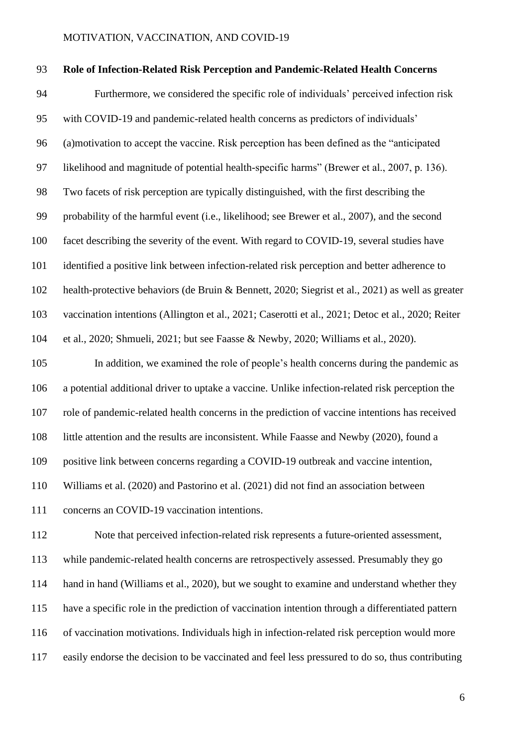**Role of Infection-Related Risk Perception and Pandemic-Related Health Concerns**

Furthermore, we considered the specific role of individuals' perceived infection risk with COVID-19 and pandemic-related health concerns as predictors of individuals' (a)motivation to accept the vaccine. Risk perception has been defined as the "anticipated likelihood and magnitude of potential health-specific harms" (Brewer et al., 2007, p. 136). Two facets of risk perception are typically distinguished, with the first describing the probability of the harmful event (i.e., likelihood; see Brewer et al., 2007), and the second facet describing the severity of the event. With regard to COVID-19, several studies have identified a positive link between infection-related risk perception and better adherence to health-protective behaviors (de Bruin & Bennett, 2020; Siegrist et al., 2021) as well as greater vaccination intentions (Allington et al., 2021; Caserotti et al., 2021; Detoc et al., 2020; Reiter et al., 2020; Shmueli, 2021; but see Faasse & Newby, 2020; Williams et al., 2020).

In addition, we examined the role of people's health concerns during the pandemic as a potential additional driver to uptake a vaccine. Unlike infection-related risk perception the role of pandemic-related health concerns in the prediction of vaccine intentions has received little attention and the results are inconsistent. While Faasse and Newby (2020), found a positive link between concerns regarding a COVID-19 outbreak and vaccine intention, Williams et al. (2020) and Pastorino et al. (2021) did not find an association between concerns an COVID-19 vaccination intentions.

Note that perceived infection-related risk represents a future-oriented assessment, while pandemic-related health concerns are retrospectively assessed. Presumably they go hand in hand (Williams et al., 2020), but we sought to examine and understand whether they have a specific role in the prediction of vaccination intention through a differentiated pattern of vaccination motivations. Individuals high in infection-related risk perception would more easily endorse the decision to be vaccinated and feel less pressured to do so, thus contributing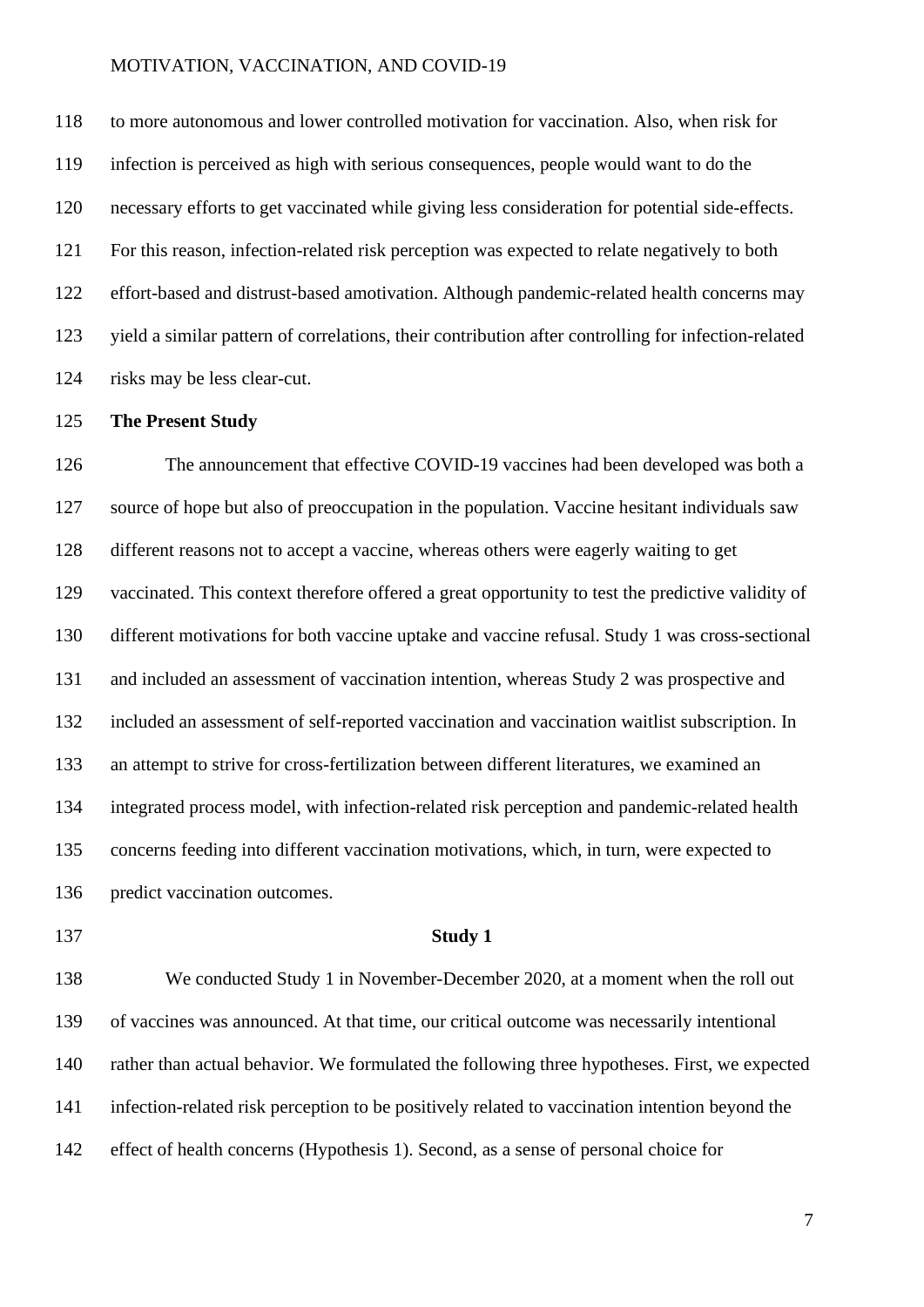to more autonomous and lower controlled motivation for vaccination. Also, when risk for infection is perceived as high with serious consequences, people would want to do the necessary efforts to get vaccinated while giving less consideration for potential side-effects. For this reason, infection-related risk perception was expected to relate negatively to both effort-based and distrust-based amotivation. Although pandemic-related health concerns may yield a similar pattern of correlations, their contribution after controlling for infection-related risks may be less clear-cut.

## The Present Study

The announcement that effective COVID-19 vaccines had been developed was both a source of hope but also of preoccupation in the population. Vaccine hesitant individuals saw different reasons not to accept a vaccine, whereas others were eagerly waiting to get vaccinated. This context therefore offered a great opportunity to test the predictive validity of different motivations for both vaccine uptake and vaccine refusal. Study 1 was cross-sectional and included an assessment of vaccination intention, whereas Study 2 was prospective and included an assessment of self-reported vaccination and vaccination waitlist subscription. In an attempt to strive for cross-fertilization between different literatures, we examined an integrated process model, with infection-related risk perception and pandemic-related health concerns feeding into different vaccination motivations, which, in turn, were expected to predict vaccination outcomes.

# Study 1

We conducted Study 1 in November-December 2020, at a moment when the roll out of vaccines was announced. At that time, our critical outcome was necessarily intentional rather than actual behavior. We formulated the following three hypotheses. First, we expected infection-related risk perception to be positively related to vaccination intention beyond the effect of health concerns (Hypothesis 1). Second, as a sense of personal choice for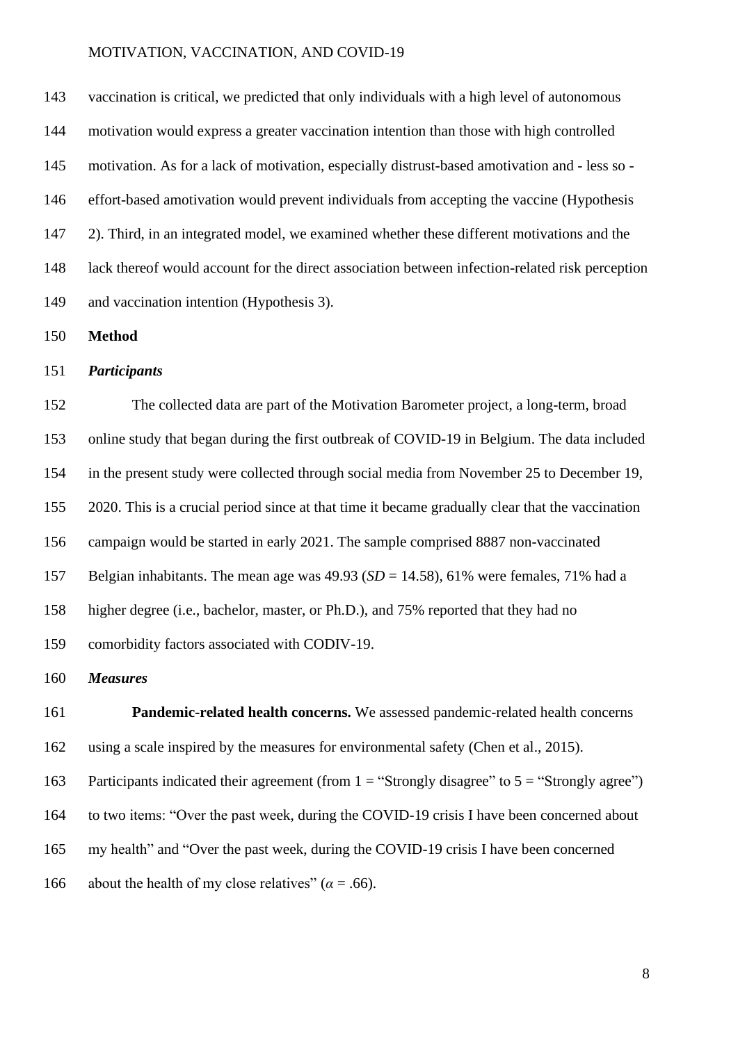vaccination is critical, we predicted that only individuals with a high level of autonomous motivation would express a greater vaccination intention than those with high controlled motivation. As for a lack of motivation, especially distrust-based amotivation and - less so - effort-based amotivation would prevent individuals from accepting the vaccine (Hypothesis 2). Third, in an integrated model, we examined whether these different motivations and the lack thereof would account for the direct association between infection-related risk perception and vaccination intention (Hypothesis 3).

## Method

### *Participants*

The collected data are part of the Motivation Barometer project, a long-term, broad online study that began during the first outbreak of COVID-19 in Belgium. The data included in the present study were collected through social media from November 25 to December 19, 2020. This is a crucial period since at that time it became gradually clear that the vaccination campaign would be started in early 2021. The sample comprised 8887 non-vaccinated Belgian inhabitants. The mean age was 49.93 (*SD* = 14.58), 61% were females, 71% had a higher degree (i.e., bachelor, master, or Ph.D.), and 75% reported that they had no comorbidity factors associated with CODIV-19.

### *Measures*

**Pandemic-related health concerns.** We assessed pandemic-related health concerns using a scale inspired by the measures for environmental safety (Chen et al., 2015). Participants indicated their agreement (from 1 = "Strongly disagree" to 5 = "Strongly agree") to two items: "Over the past week, during the COVID-19 crisis I have been concerned about my health" and "Over the past week, during the COVID-19 crisis I have been concerned about the health of my close relatives" ($\alpha = .66$).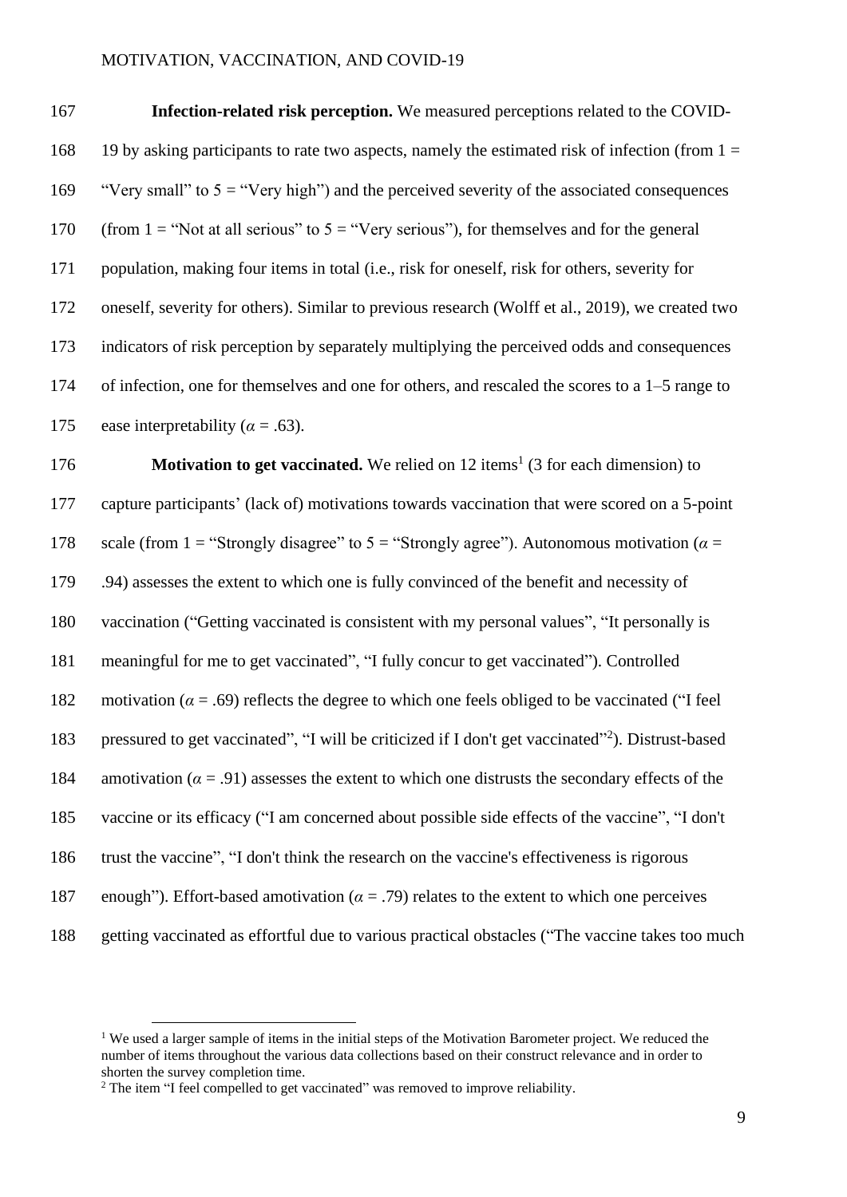**Infection-related risk perception.** We measured perceptions related to the COVID-19 by asking participants to rate two aspects, namely the estimated risk of infection (from 1 = "Very small" to 5 = "Very high") and the perceived severity of the associated consequences (from 1 = "Not at all serious" to 5 = "Very serious"), for themselves and for the general population, making four items in total (i.e., risk for oneself, risk for others, severity for oneself, severity for others). Similar to previous research (Wolff et al., 2019), we created two indicators of risk perception by separately multiplying the perceived odds and consequences of infection, one for themselves and one for others, and rescaled the scores to a 1–5 range to ease interpretability ($\alpha$ = .63).

**Motivation to get vaccinated.** We relied on 12 items[1] (3 for each dimension) to capture participants' (lack of) motivations towards vaccination that were scored on a 5-point scale (from 1 = "Strongly disagree" to 5 = "Strongly agree"). Autonomous motivation ($\alpha$ = .94) assesses the extent to which one is fully convinced of the benefit and necessity of vaccination ("Getting vaccinated is consistent with my personal values", "It personally is meaningful for me to get vaccinated", "I fully concur to get vaccinated"). Controlled motivation ($\alpha$ = .69) reflects the degree to which one feels obliged to be vaccinated ("I feel pressured to get vaccinated", "I will be criticized if I don't get vaccinated"[2]). Distrust-based amotivation ($\alpha$ = .91) assesses the extent to which one distrusts the secondary effects of the vaccine or its efficacy ("I am concerned about possible side effects of the vaccine", "I don't trust the vaccine", "I don't think the research on the vaccine's effectiveness is rigorous enough"). Effort-based amotivation ($\alpha$ = .79) relates to the extent to which one perceives getting vaccinated as effortful due to various practical obstacles ("The vaccine takes too much

[1] We used a larger sample of items in the initial steps of the Motivation Barometer project. We reduced the number of items throughout the various data collections based on their construct relevance and in order to shorten the survey completion time.

[2] The item "I feel compelled to get vaccinated" was removed to improve reliability.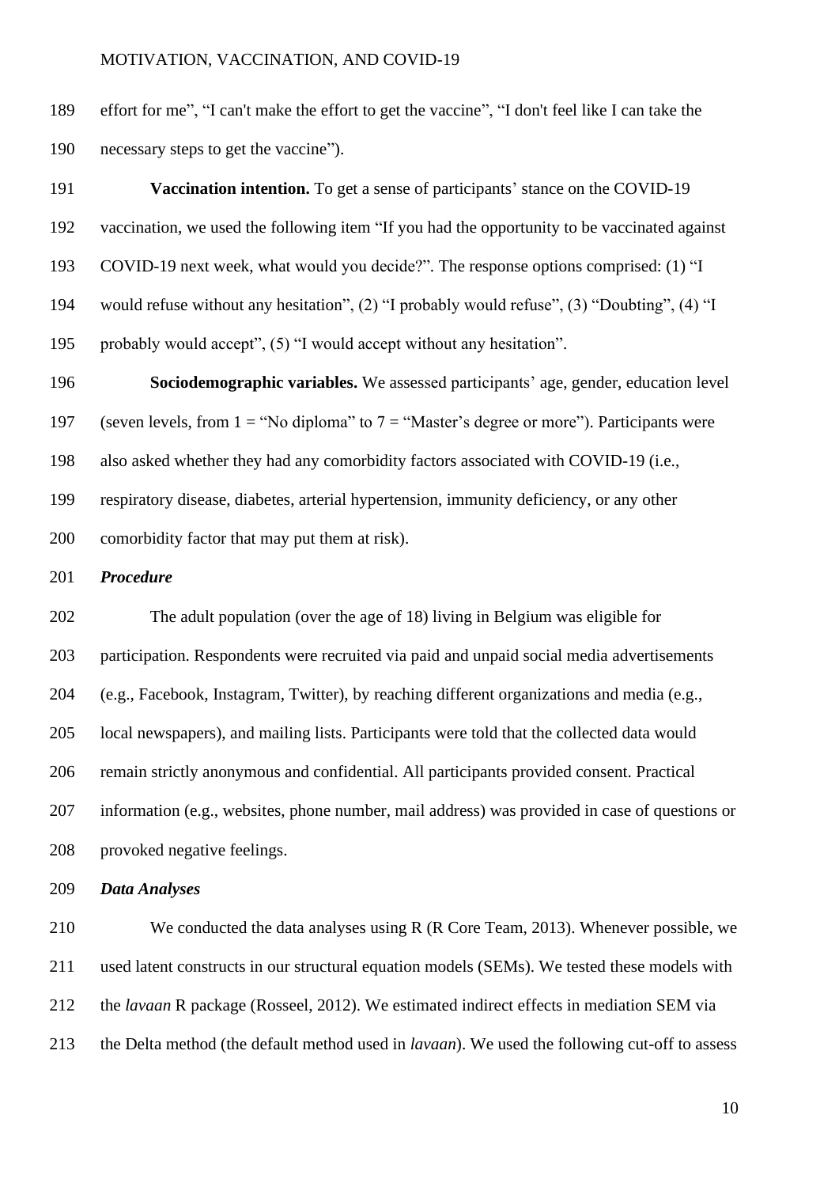effort for me", "I can't make the effort to get the vaccine", "I don't feel like I can take the necessary steps to get the vaccine").

**Vaccination intention.** To get a sense of participants' stance on the COVID-19 vaccination, we used the following item "If you had the opportunity to be vaccinated against COVID-19 next week, what would you decide?". The response options comprised: (1) "I would refuse without any hesitation", (2) "I probably would refuse", (3) "Doubting", (4) "I probably would accept", (5) "I would accept without any hesitation".

**Sociodemographic variables.** We assessed participants' age, gender, education level (seven levels, from 1 = "No diploma" to 7 = "Master's degree or more"). Participants were also asked whether they had any comorbidity factors associated with COVID-19 (i.e., respiratory disease, diabetes, arterial hypertension, immunity deficiency, or any other comorbidity factor that may put them at risk).

***Procedure***

The adult population (over the age of 18) living in Belgium was eligible for participation. Respondents were recruited via paid and unpaid social media advertisements (e.g., Facebook, Instagram, Twitter), by reaching different organizations and media (e.g., local newspapers), and mailing lists. Participants were told that the collected data would remain strictly anonymous and confidential. All participants provided consent. Practical information (e.g., websites, phone number, mail address) was provided in case of questions or provoked negative feelings.

***Data Analyses***

We conducted the data analyses using R (R Core Team, 2013). Whenever possible, we used latent constructs in our structural equation models (SEMs). We tested these models with the *lavaan* R package (Rosseel, 2012). We estimated indirect effects in mediation SEM via the Delta method (the default method used in *lavaan*). We used the following cut-off to assess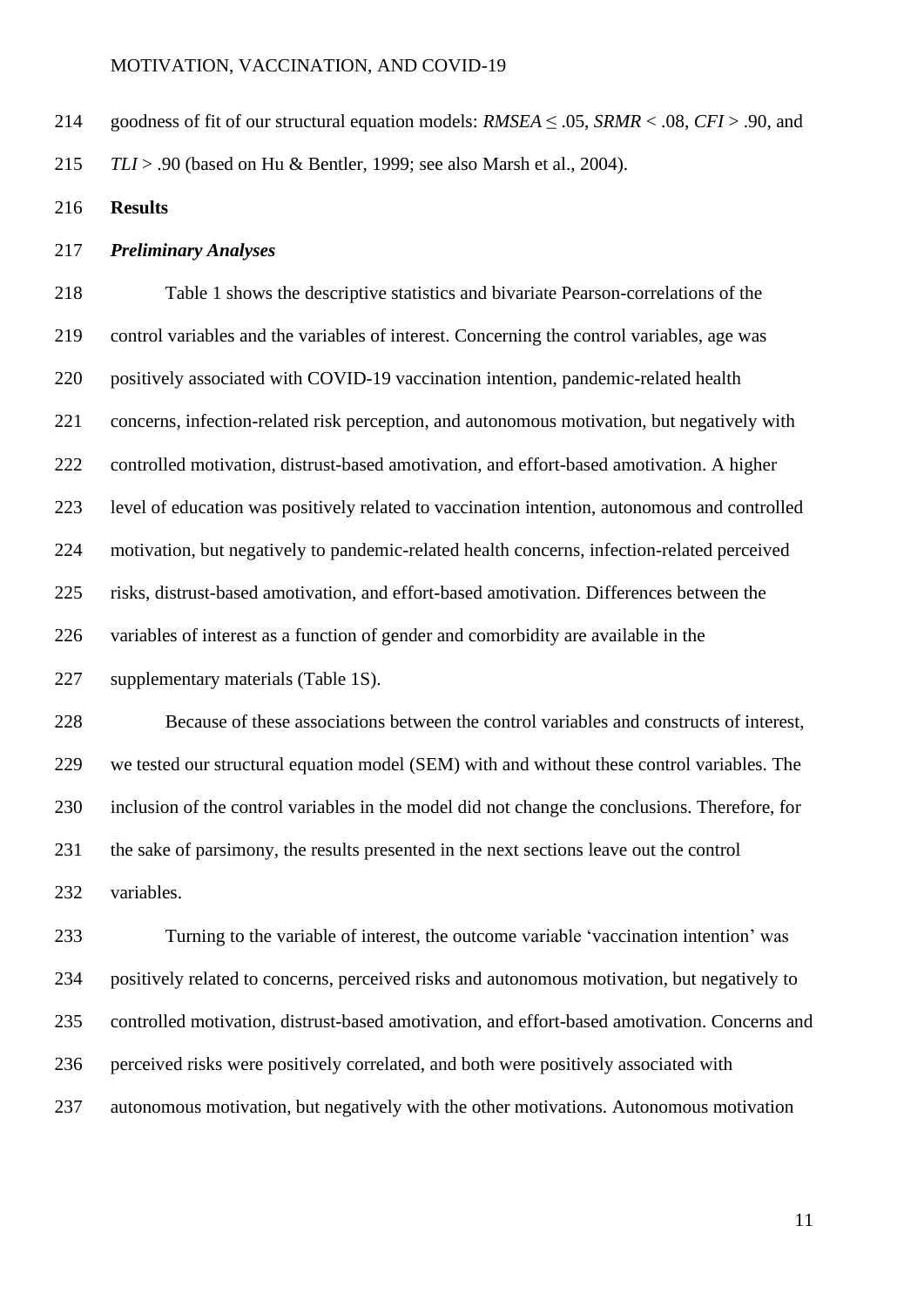goodness of fit of our structural equation models: *RMSEA* ≤ .05, *SRMR* < .08, *CFI* > .90, and *TLI* > .90 (based on Hu & Bentler, 1999; see also Marsh et al., 2004).

## Results

### *Preliminary Analyses*

Table 1 shows the descriptive statistics and bivariate Pearson-correlations of the control variables and the variables of interest. Concerning the control variables, age was positively associated with COVID-19 vaccination intention, pandemic-related health concerns, infection-related risk perception, and autonomous motivation, but negatively with controlled motivation, distrust-based amotivation, and effort-based amotivation. A higher level of education was positively related to vaccination intention, autonomous and controlled motivation, but negatively to pandemic-related health concerns, infection-related perceived risks, distrust-based amotivation, and effort-based amotivation. Differences between the variables of interest as a function of gender and comorbidity are available in the supplementary materials (Table 1S).

Because of these associations between the control variables and constructs of interest, we tested our structural equation model (SEM) with and without these control variables. The inclusion of the control variables in the model did not change the conclusions. Therefore, for the sake of parsimony, the results presented in the next sections leave out the control variables.

Turning to the variable of interest, the outcome variable 'vaccination intention' was positively related to concerns, perceived risks and autonomous motivation, but negatively to controlled motivation, distrust-based amotivation, and effort-based amotivation. Concerns and perceived risks were positively correlated, and both were positively associated with autonomous motivation, but negatively with the other motivations. Autonomous motivation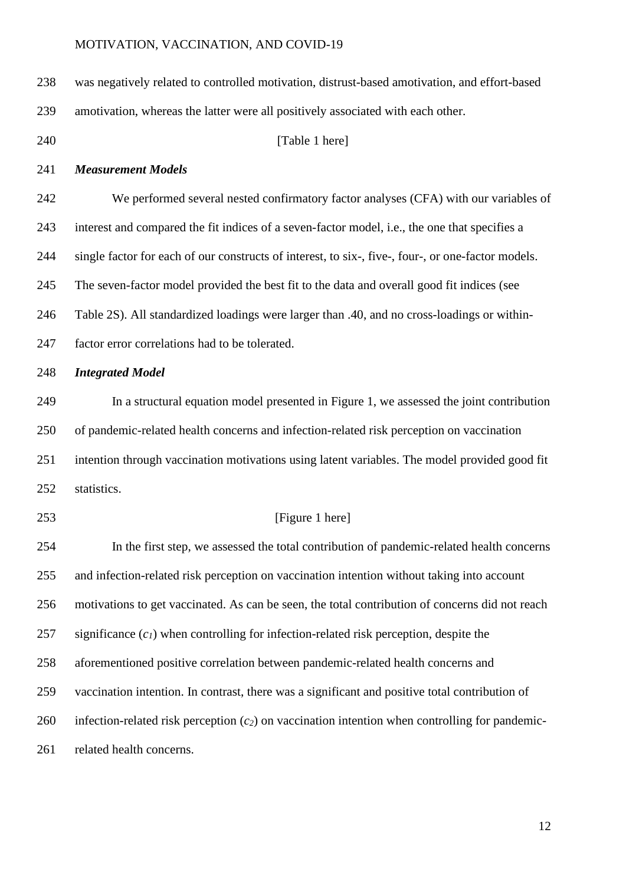was negatively related to controlled motivation, distrust-based amotivation, and effort-based amotivation, whereas the latter were all positively associated with each other.

[Table 1 here]

### *Measurement Models*

We performed several nested confirmatory factor analyses (CFA) with our variables of interest and compared the fit indices of a seven-factor model, i.e., the one that specifies a single factor for each of our constructs of interest, to six-, five-, four-, or one-factor models. The seven-factor model provided the best fit to the data and overall good fit indices (see Table 2S). All standardized loadings were larger than .40, and no cross-loadings or within-factor error correlations had to be tolerated.

### *Integrated Model*

In a structural equation model presented in Figure 1, we assessed the joint contribution of pandemic-related health concerns and infection-related risk perception on vaccination intention through vaccination motivations using latent variables. The model provided good fit statistics.

[Figure 1 here]

In the first step, we assessed the total contribution of pandemic-related health concerns and infection-related risk perception on vaccination intention without taking into account motivations to get vaccinated. As can be seen, the total contribution of concerns did not reach significance ($c_1$) when controlling for infection-related risk perception, despite the aforementioned positive correlation between pandemic-related health concerns and vaccination intention. In contrast, there was a significant and positive total contribution of infection-related risk perception ($c_2$) on vaccination intention when controlling for pandemic-related health concerns.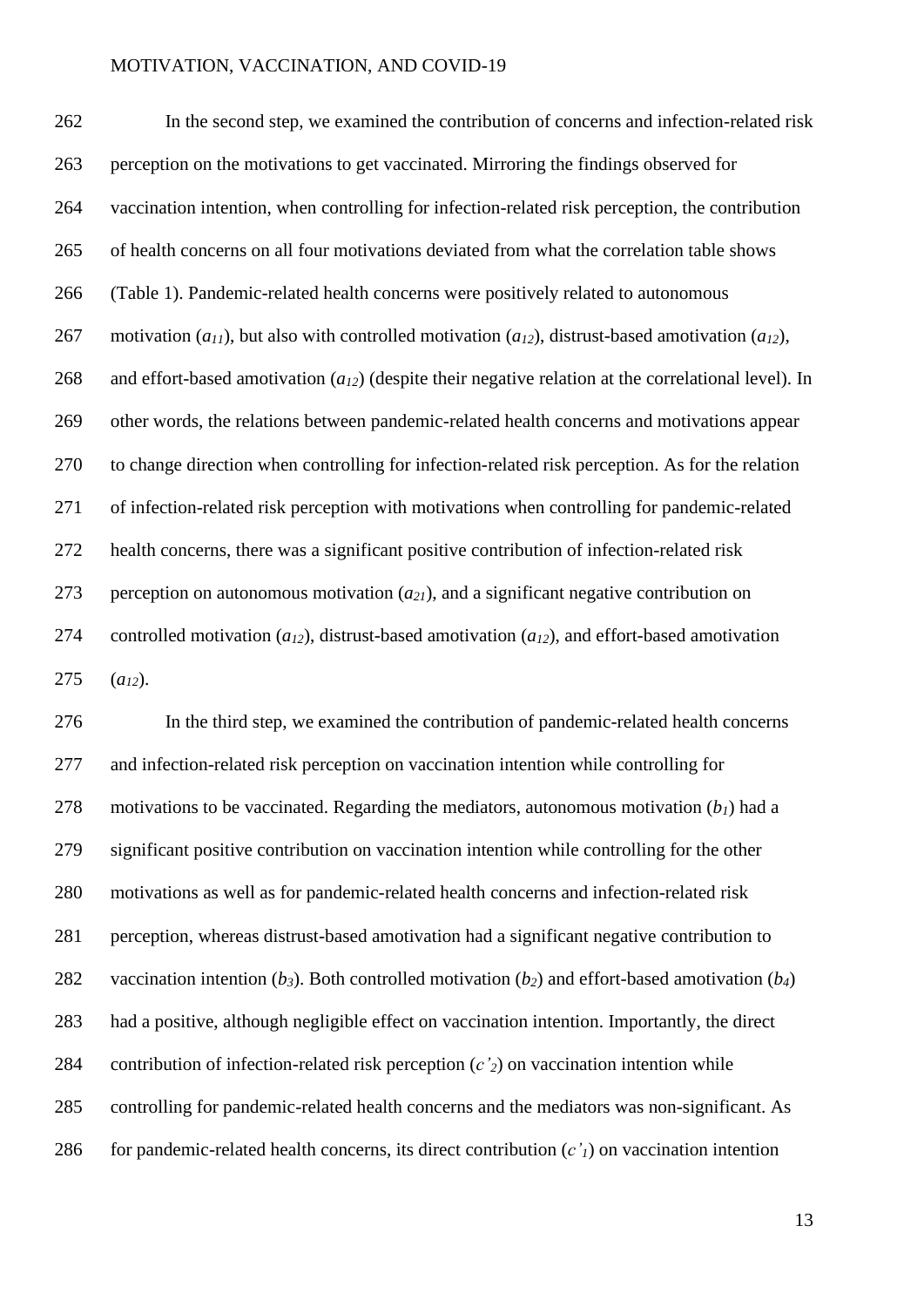In the second step, we examined the contribution of concerns and infection-related risk perception on the motivations to get vaccinated. Mirroring the findings observed for vaccination intention, when controlling for infection-related risk perception, the contribution of health concerns on all four motivations deviated from what the correlation table shows (Table 1). Pandemic-related health concerns were positively related to autonomous motivation ($a_{11}$), but also with controlled motivation ($a_{12}$), distrust-based amotivation ($a_{12}$), and effort-based amotivation ($a_{12}$) (despite their negative relation at the correlational level). In other words, the relations between pandemic-related health concerns and motivations appear to change direction when controlling for infection-related risk perception. As for the relation of infection-related risk perception with motivations when controlling for pandemic-related health concerns, there was a significant positive contribution of infection-related risk perception on autonomous motivation ($a_{21}$), and a significant negative contribution on controlled motivation ($a_{12}$), distrust-based amotivation ($a_{12}$), and effort-based amotivation ($a_{12}$).

In the third step, we examined the contribution of pandemic-related health concerns and infection-related risk perception on vaccination intention while controlling for motivations to be vaccinated. Regarding the mediators, autonomous motivation ($b_1$) had a significant positive contribution on vaccination intention while controlling for the other motivations as well as for pandemic-related health concerns and infection-related risk perception, whereas distrust-based amotivation had a significant negative contribution to vaccination intention ($b_3$). Both controlled motivation ($b_2$) and effort-based amotivation ($b_4$) had a positive, although negligible effect on vaccination intention. Importantly, the direct contribution of infection-related risk perception ($c'_2$) on vaccination intention while controlling for pandemic-related health concerns and the mediators was non-significant. As for pandemic-related health concerns, its direct contribution ($c'_1$) on vaccination intention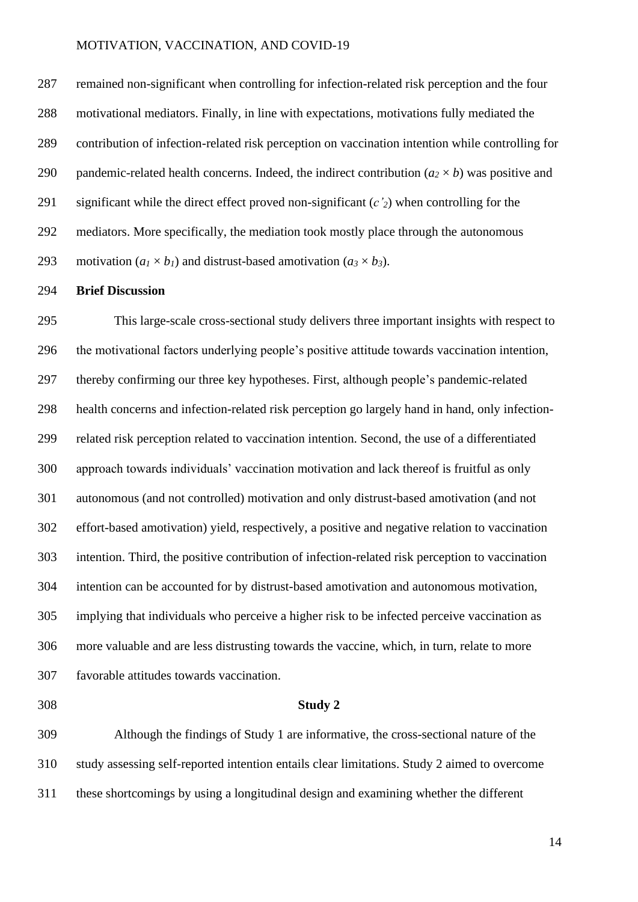remained non-significant when controlling for infection-related risk perception and the four motivational mediators. Finally, in line with expectations, motivations fully mediated the contribution of infection-related risk perception on vaccination intention while controlling for pandemic-related health concerns. Indeed, the indirect contribution ($a_2 \times b$) was positive and significant while the direct effect proved non-significant ($c'_2$) when controlling for the mediators. More specifically, the mediation took mostly place through the autonomous motivation ($a_1 \times b_1$) and distrust-based amotivation ($a_3 \times b_3$).

### Brief Discussion

This large-scale cross-sectional study delivers three important insights with respect to the motivational factors underlying people's positive attitude towards vaccination intention, thereby confirming our three key hypotheses. First, although people's pandemic-related health concerns and infection-related risk perception go largely hand in hand, only infection-related risk perception related to vaccination intention. Second, the use of a differentiated approach towards individuals' vaccination motivation and lack thereof is fruitful as only autonomous (and not controlled) motivation and only distrust-based amotivation (and not effort-based amotivation) yield, respectively, a positive and negative relation to vaccination intention. Third, the positive contribution of infection-related risk perception to vaccination intention can be accounted for by distrust-based amotivation and autonomous motivation, implying that individuals who perceive a higher risk to be infected perceive vaccination as more valuable and are less distrusting towards the vaccine, which, in turn, relate to more favorable attitudes towards vaccination.

## Study 2

Although the findings of Study 1 are informative, the cross-sectional nature of the study assessing self-reported intention entails clear limitations. Study 2 aimed to overcome these shortcomings by using a longitudinal design and examining whether the different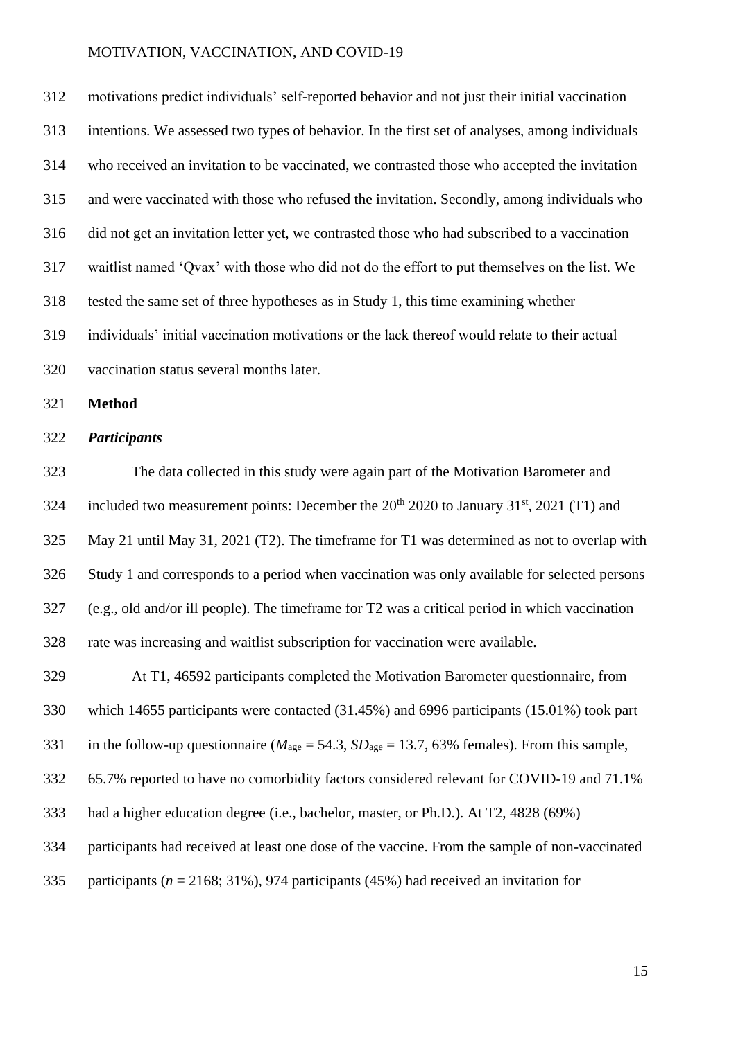motivations predict individuals' self-reported behavior and not just their initial vaccination intentions. We assessed two types of behavior. In the first set of analyses, among individuals who received an invitation to be vaccinated, we contrasted those who accepted the invitation and were vaccinated with those who refused the invitation. Secondly, among individuals who did not get an invitation letter yet, we contrasted those who had subscribed to a vaccination waitlist named 'Qvax' with those who did not do the effort to put themselves on the list. We tested the same set of three hypotheses as in Study 1, this time examining whether individuals' initial vaccination motivations or the lack thereof would relate to their actual vaccination status several months later.

## Method

### *Participants*

The data collected in this study were again part of the Motivation Barometer and included two measurement points: December the 20th 2020 to January 31st, 2021 (T1) and May 21 until May 31, 2021 (T2). The timeframe for T1 was determined as not to overlap with Study 1 and corresponds to a period when vaccination was only available for selected persons (e.g., old and/or ill people). The timeframe for T2 was a critical period in which vaccination rate was increasing and waitlist subscription for vaccination were available.

At T1, 46592 participants completed the Motivation Barometer questionnaire, from which 14655 participants were contacted (31.45%) and 6996 participants (15.01%) took part in the follow-up questionnaire ($M_{age}$ = 54.3, $SD_{age}$ = 13.7, 63% females). From this sample, 65.7% reported to have no comorbidity factors considered relevant for COVID-19 and 71.1% had a higher education degree (i.e., bachelor, master, or Ph.D.). At T2, 4828 (69%) participants had received at least one dose of the vaccine. From the sample of non-vaccinated participants ($n$ = 2168; 31%), 974 participants (45%) had received an invitation for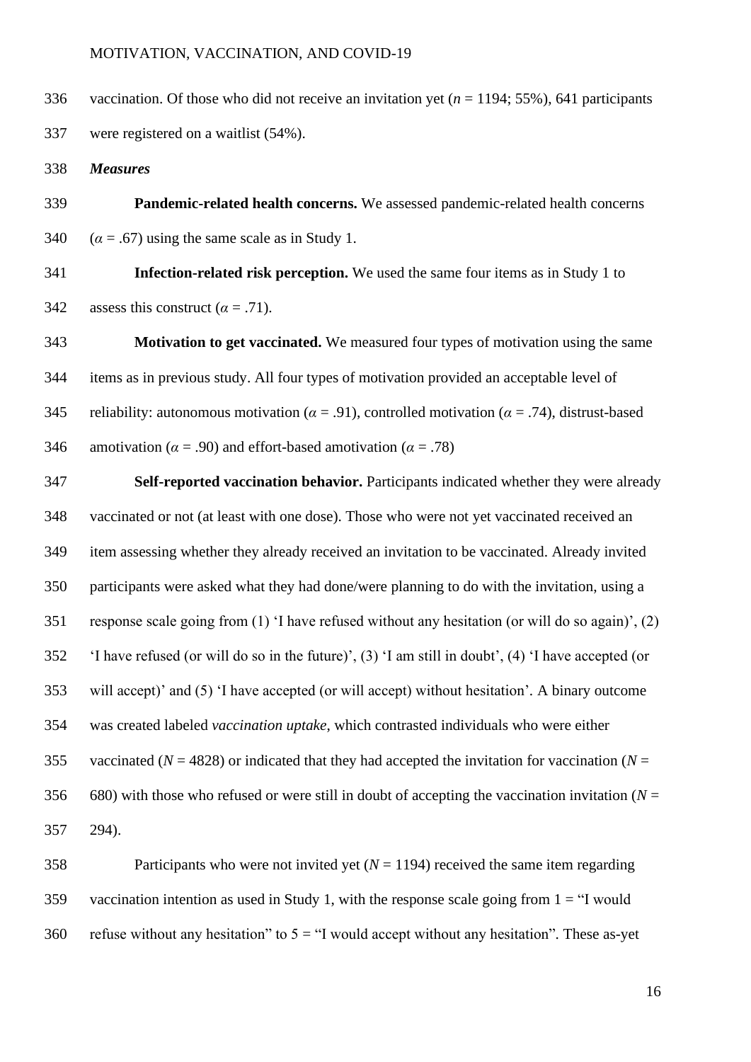vaccination. Of those who did not receive an invitation yet ($n$ = 1194; 55%), 641 participants were registered on a waitlist (54%).

### *Measures*

**Pandemic-related health concerns.** We assessed pandemic-related health concerns ($\alpha$ = .67) using the same scale as in Study 1.

**Infection-related risk perception.** We used the same four items as in Study 1 to assess this construct ($\alpha$ = .71).

**Motivation to get vaccinated.** We measured four types of motivation using the same items as in previous study. All four types of motivation provided an acceptable level of reliability: autonomous motivation ($\alpha$ = .91), controlled motivation ($\alpha$ = .74), distrust-based amotivation ($\alpha$ = .90) and effort-based amotivation ($\alpha$ = .78)

**Self-reported vaccination behavior.** Participants indicated whether they were already vaccinated or not (at least with one dose). Those who were not yet vaccinated received an item assessing whether they already received an invitation to be vaccinated. Already invited participants were asked what they had done/were planning to do with the invitation, using a response scale going from (1) 'I have refused without any hesitation (or will do so again)', (2) 'I have refused (or will do so in the future)', (3) 'I am still in doubt', (4) 'I have accepted (or will accept)' and (5) 'I have accepted (or will accept) without hesitation'. A binary outcome was created labeled *vaccination uptake*, which contrasted individuals who were either vaccinated ($N$ = 4828) or indicated that they had accepted the invitation for vaccination ($N$ = 680) with those who refused or were still in doubt of accepting the vaccination invitation ($N$ = 294).

Participants who were not invited yet ($N$ = 1194) received the same item regarding vaccination intention as used in Study 1, with the response scale going from 1 = "I would refuse without any hesitation" to 5 = "I would accept without any hesitation". These as-yet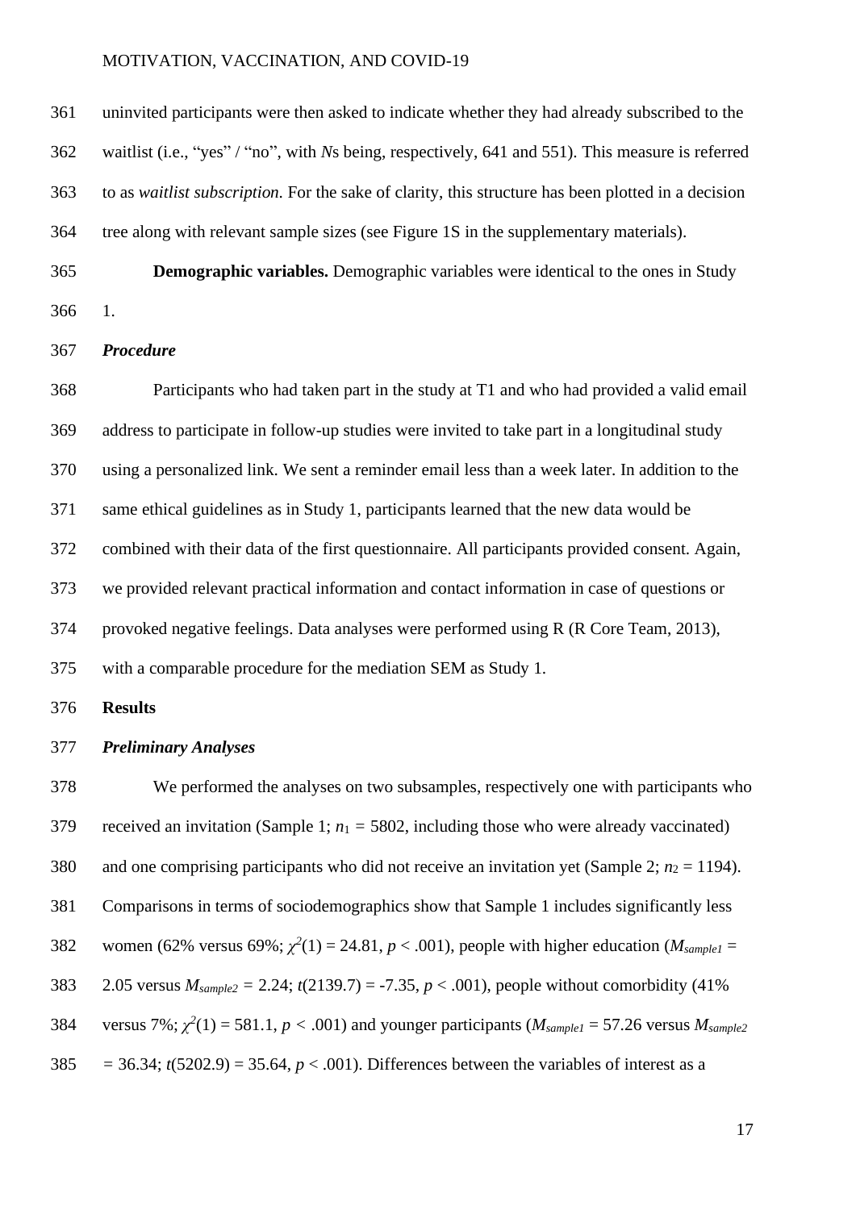uninvited participants were then asked to indicate whether they had already subscribed to the waitlist (i.e., "yes" / "no", with *N*s being, respectively, 641 and 551). This measure is referred to as *waitlist subscription*. For the sake of clarity, this structure has been plotted in a decision tree along with relevant sample sizes (see Figure 1S in the supplementary materials).

**Demographic variables.** Demographic variables were identical to the ones in Study 1.

### *Procedure*

Participants who had taken part in the study at T1 and who had provided a valid email address to participate in follow-up studies were invited to take part in a longitudinal study using a personalized link. We sent a reminder email less than a week later. In addition to the same ethical guidelines as in Study 1, participants learned that the new data would be combined with their data of the first questionnaire. All participants provided consent. Again, we provided relevant practical information and contact information in case of questions or provoked negative feelings. Data analyses were performed using R (R Core Team, 2013), with a comparable procedure for the mediation SEM as Study 1.

## Results

### *Preliminary Analyses*

We performed the analyses on two subsamples, respectively one with participants who received an invitation (Sample 1; $n_1$ = 5802, including those who were already vaccinated) and one comprising participants who did not receive an invitation yet (Sample 2; $n_2$ = 1194). Comparisons in terms of sociodemographics show that Sample 1 includes significantly less women (62% versus 69%; $\chi^2(1) = 24.81$, $p < .001$), people with higher education ($M_{sample1}$ = 2.05 versus $M_{sample2}$ = 2.24; $t(2139.7) = -7.35$, $p < .001$), people without comorbidity (41% versus 7%; $\chi^2(1) = 581.1$, $p < .001$) and younger participants ($M_{sample1}$ = 57.26 versus $M_{sample2}$ = 36.34; $t(5202.9) = 35.64$, $p < .001$). Differences between the variables of interest as a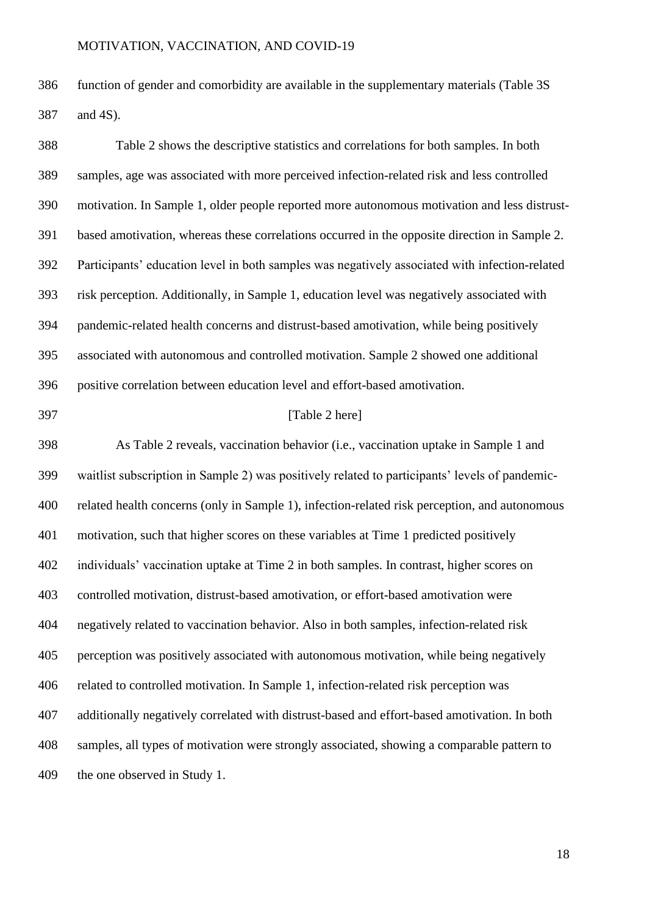function of gender and comorbidity are available in the supplementary materials (Table 3S and 4S).

Table 2 shows the descriptive statistics and correlations for both samples. In both samples, age was associated with more perceived infection-related risk and less controlled motivation. In Sample 1, older people reported more autonomous motivation and less distrust-based amotivation, whereas these correlations occurred in the opposite direction in Sample 2. Participants' education level in both samples was negatively associated with infection-related risk perception. Additionally, in Sample 1, education level was negatively associated with pandemic-related health concerns and distrust-based amotivation, while being positively associated with autonomous and controlled motivation. Sample 2 showed one additional positive correlation between education level and effort-based amotivation.

[Table 2 here]

As Table 2 reveals, vaccination behavior (i.e., vaccination uptake in Sample 1 and waitlist subscription in Sample 2) was positively related to participants' levels of pandemic-related health concerns (only in Sample 1), infection-related risk perception, and autonomous motivation, such that higher scores on these variables at Time 1 predicted positively individuals' vaccination uptake at Time 2 in both samples. In contrast, higher scores on controlled motivation, distrust-based amotivation, or effort-based amotivation were negatively related to vaccination behavior. Also in both samples, infection-related risk perception was positively associated with autonomous motivation, while being negatively related to controlled motivation. In Sample 1, infection-related risk perception was additionally negatively correlated with distrust-based and effort-based amotivation. In both samples, all types of motivation were strongly associated, showing a comparable pattern to the one observed in Study 1.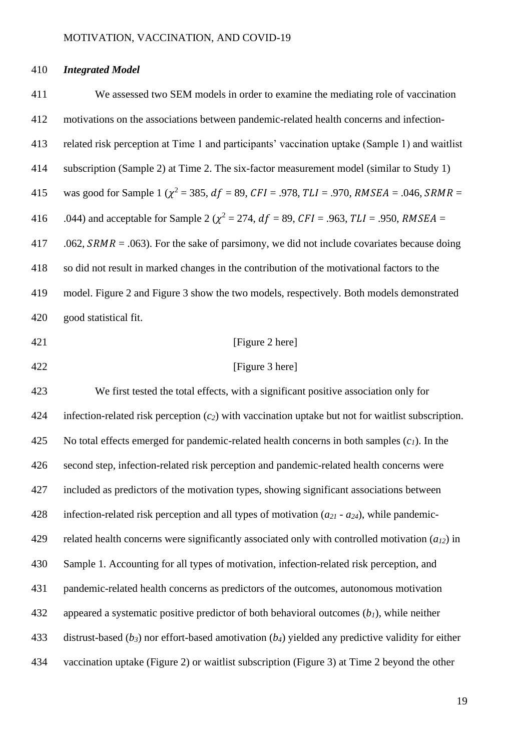### *Integrated Model*

We assessed two SEM models in order to examine the mediating role of vaccination motivations on the associations between pandemic-related health concerns and infection-related risk perception at Time 1 and participants' vaccination uptake (Sample 1) and waitlist subscription (Sample 2) at Time 2. The six-factor measurement model (similar to Study 1) was good for Sample 1 ($\chi^2$ = 385, $df$ = 89, $CFI$ = .978, $TLI$ = .970, $RMSEA$ = .046, $SRMR$ = .044) and acceptable for Sample 2 ($\chi^2$ = 274, $df$ = 89, $CFI$ = .963, $TLI$ = .950, $RMSEA$ = .062, $SRMR$ = .063). For the sake of parsimony, we did not include covariates because doing so did not result in marked changes in the contribution of the motivational factors to the model. Figure 2 and Figure 3 show the two models, respectively. Both models demonstrated good statistical fit.

[Figure 2 here]

[Figure 3 here]

We first tested the total effects, with a significant positive association only for infection-related risk perception ($c_2$) with vaccination uptake but not for waitlist subscription. No total effects emerged for pandemic-related health concerns in both samples ($c_1$). In the second step, infection-related risk perception and pandemic-related health concerns were included as predictors of the motivation types, showing significant associations between infection-related risk perception and all types of motivation ($a_{21}$ - $a_{24}$), while pandemic-related health concerns were significantly associated only with controlled motivation ($a_{12}$) in Sample 1. Accounting for all types of motivation, infection-related risk perception, and pandemic-related health concerns as predictors of the outcomes, autonomous motivation appeared a systematic positive predictor of both behavioral outcomes ($b_1$), while neither distrust-based ($b_3$) nor effort-based amotivation ($b_4$) yielded any predictive validity for either vaccination uptake (Figure 2) or waitlist subscription (Figure 3) at Time 2 beyond the other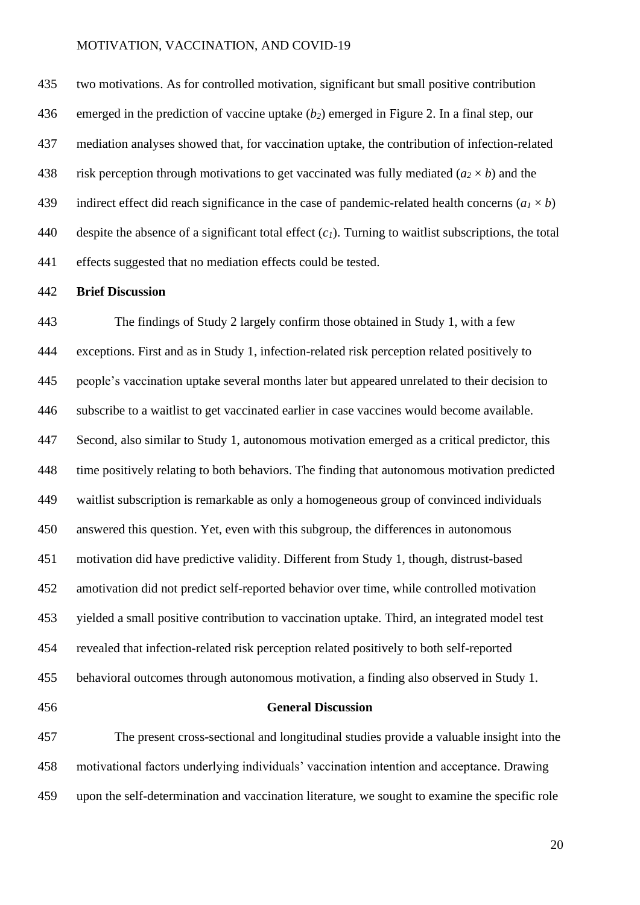two motivations. As for controlled motivation, significant but small positive contribution emerged in the prediction of vaccine uptake ($b_2$) emerged in Figure 2. In a final step, our mediation analyses showed that, for vaccination uptake, the contribution of infection-related risk perception through motivations to get vaccinated was fully mediated ($a_2 \times b$) and the indirect effect did reach significance in the case of pandemic-related health concerns ($a_1 \times b$) despite the absence of a significant total effect ($c_1$). Turning to waitlist subscriptions, the total effects suggested that no mediation effects could be tested.

**Brief Discussion**

The findings of Study 2 largely confirm those obtained in Study 1, with a few exceptions. First and as in Study 1, infection-related risk perception related positively to people's vaccination uptake several months later but appeared unrelated to their decision to subscribe to a waitlist to get vaccinated earlier in case vaccines would become available. Second, also similar to Study 1, autonomous motivation emerged as a critical predictor, this time positively relating to both behaviors. The finding that autonomous motivation predicted waitlist subscription is remarkable as only a homogeneous group of convinced individuals answered this question. Yet, even with this subgroup, the differences in autonomous motivation did have predictive validity. Different from Study 1, though, distrust-based amotivation did not predict self-reported behavior over time, while controlled motivation yielded a small positive contribution to vaccination uptake. Third, an integrated model test revealed that infection-related risk perception related positively to both self-reported behavioral outcomes through autonomous motivation, a finding also observed in Study 1.

## General Discussion

The present cross-sectional and longitudinal studies provide a valuable insight into the motivational factors underlying individuals' vaccination intention and acceptance. Drawing upon the self-determination and vaccination literature, we sought to examine the specific role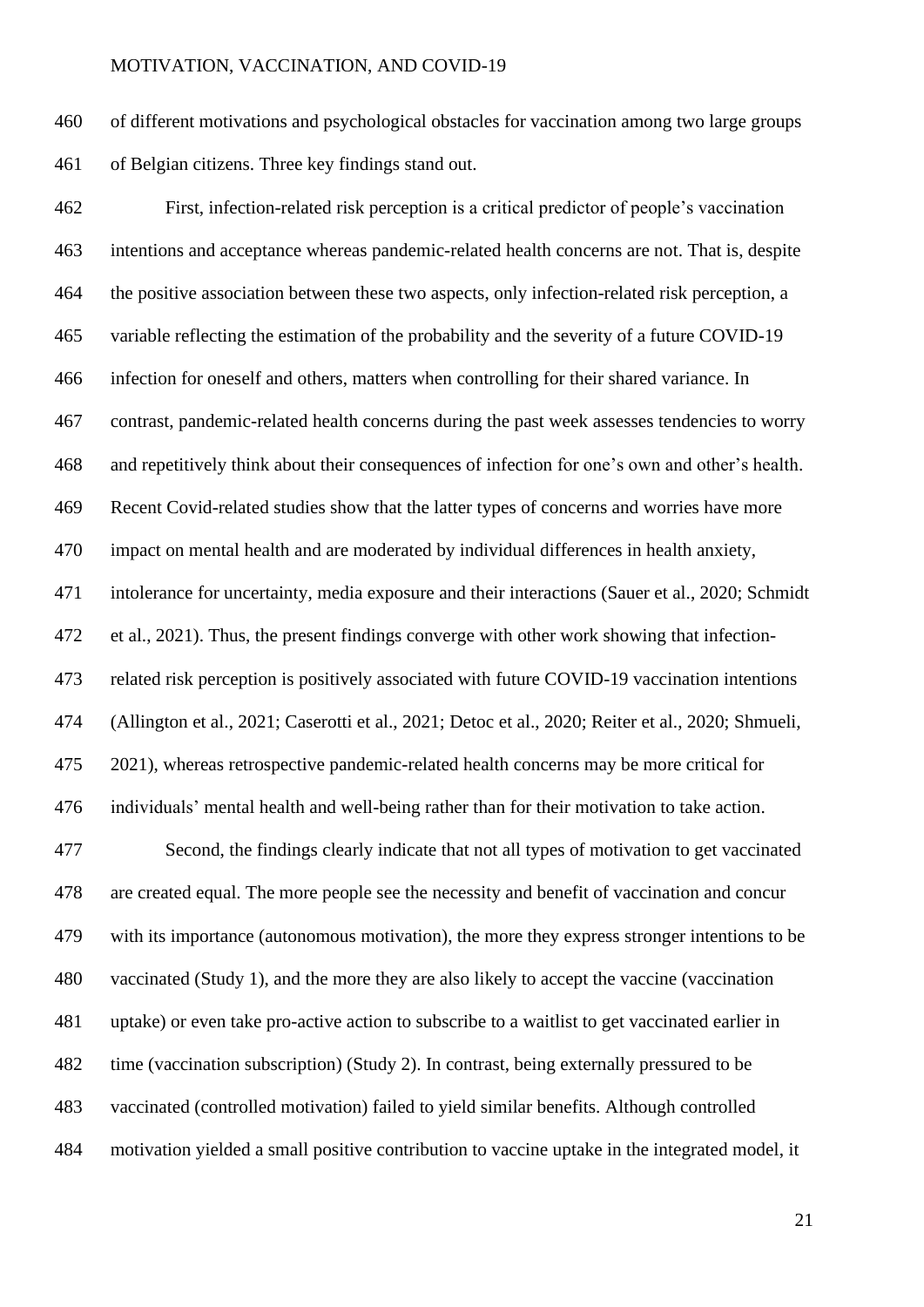of different motivations and psychological obstacles for vaccination among two large groups of Belgian citizens. Three key findings stand out.

First, infection-related risk perception is a critical predictor of people's vaccination intentions and acceptance whereas pandemic-related health concerns are not. That is, despite the positive association between these two aspects, only infection-related risk perception, a variable reflecting the estimation of the probability and the severity of a future COVID-19 infection for oneself and others, matters when controlling for their shared variance. In contrast, pandemic-related health concerns during the past week assesses tendencies to worry and repetitively think about their consequences of infection for one's own and other's health. Recent Covid-related studies show that the latter types of concerns and worries have more impact on mental health and are moderated by individual differences in health anxiety, intolerance for uncertainty, media exposure and their interactions (Sauer et al., 2020; Schmidt et al., 2021). Thus, the present findings converge with other work showing that infection-related risk perception is positively associated with future COVID-19 vaccination intentions (Allington et al., 2021; Caserotti et al., 2021; Detoc et al., 2020; Reiter et al., 2020; Shmueli, 2021), whereas retrospective pandemic-related health concerns may be more critical for individuals' mental health and well-being rather than for their motivation to take action.

Second, the findings clearly indicate that not all types of motivation to get vaccinated are created equal. The more people see the necessity and benefit of vaccination and concur with its importance (autonomous motivation), the more they express stronger intentions to be vaccinated (Study 1), and the more they are also likely to accept the vaccine (vaccination uptake) or even take pro-active action to subscribe to a waitlist to get vaccinated earlier in time (vaccination subscription) (Study 2). In contrast, being externally pressured to be vaccinated (controlled motivation) failed to yield similar benefits. Although controlled motivation yielded a small positive contribution to vaccine uptake in the integrated model, it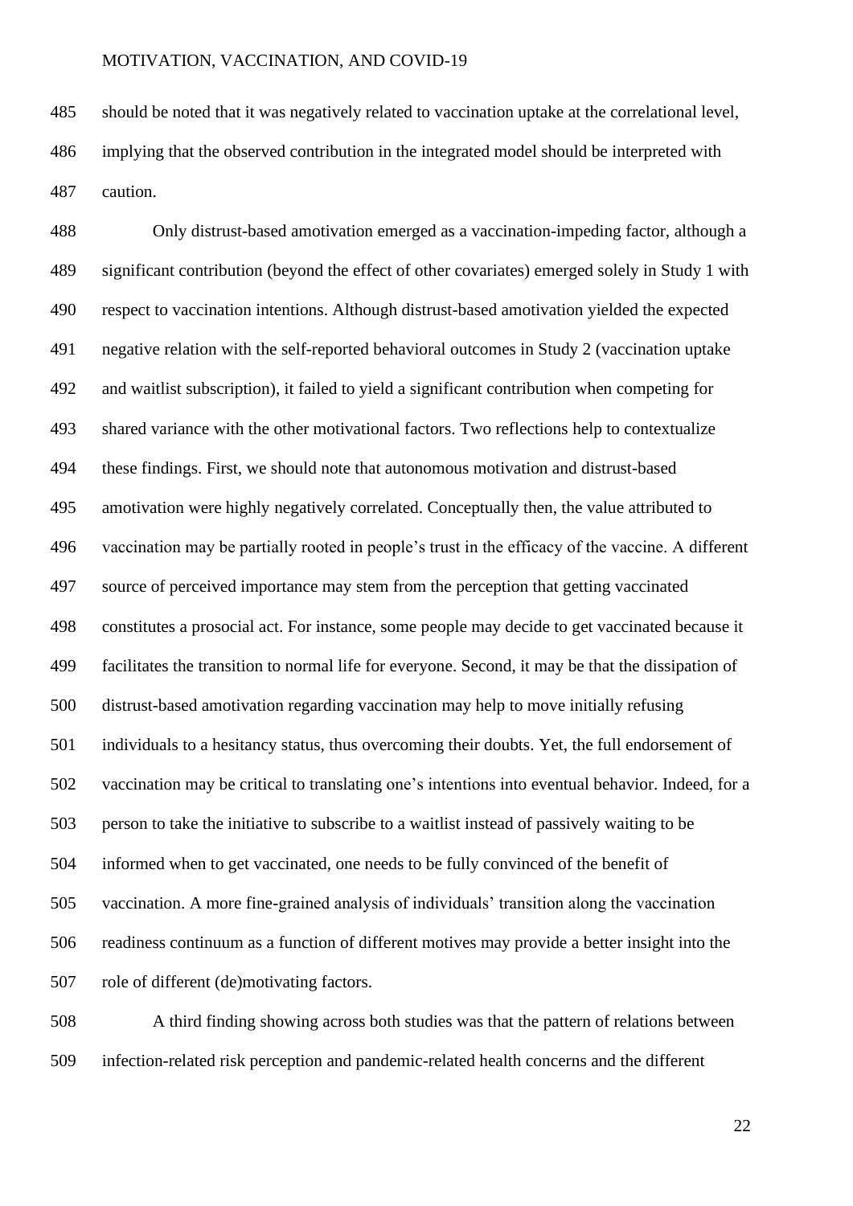should be noted that it was negatively related to vaccination uptake at the correlational level, implying that the observed contribution in the integrated model should be interpreted with caution.

Only distrust-based amotivation emerged as a vaccination-impeding factor, although a significant contribution (beyond the effect of other covariates) emerged solely in Study 1 with respect to vaccination intentions. Although distrust-based amotivation yielded the expected negative relation with the self-reported behavioral outcomes in Study 2 (vaccination uptake and waitlist subscription), it failed to yield a significant contribution when competing for shared variance with the other motivational factors. Two reflections help to contextualize these findings. First, we should note that autonomous motivation and distrust-based amotivation were highly negatively correlated. Conceptually then, the value attributed to vaccination may be partially rooted in people's trust in the efficacy of the vaccine. A different source of perceived importance may stem from the perception that getting vaccinated constitutes a prosocial act. For instance, some people may decide to get vaccinated because it facilitates the transition to normal life for everyone. Second, it may be that the dissipation of distrust-based amotivation regarding vaccination may help to move initially refusing individuals to a hesitancy status, thus overcoming their doubts. Yet, the full endorsement of vaccination may be critical to translating one's intentions into eventual behavior. Indeed, for a person to take the initiative to subscribe to a waitlist instead of passively waiting to be informed when to get vaccinated, one needs to be fully convinced of the benefit of vaccination. A more fine-grained analysis of individuals' transition along the vaccination readiness continuum as a function of different motives may provide a better insight into the role of different (de)motivating factors.

A third finding showing across both studies was that the pattern of relations between infection-related risk perception and pandemic-related health concerns and the different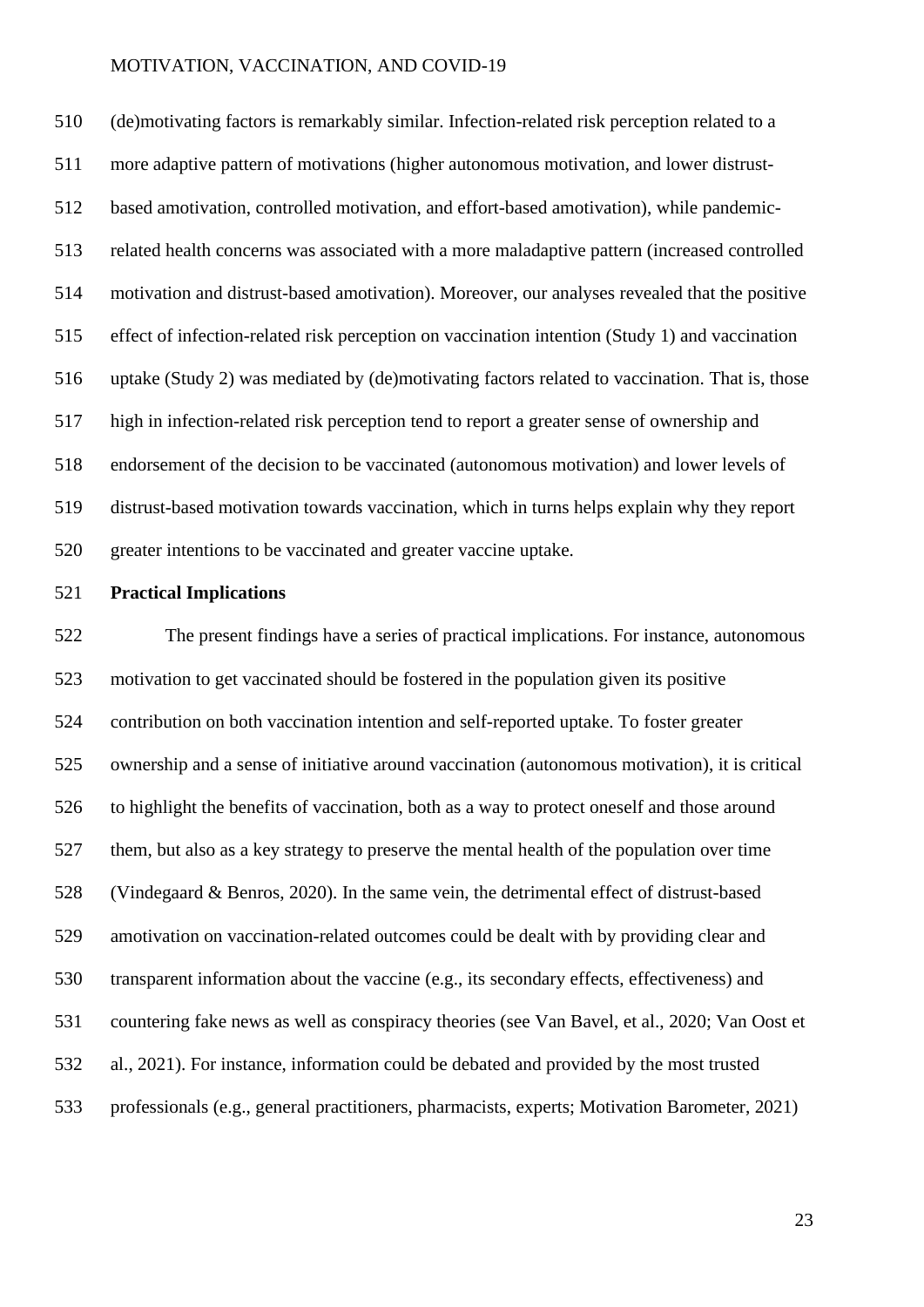(de)motivating factors is remarkably similar. Infection-related risk perception related to a more adaptive pattern of motivations (higher autonomous motivation, and lower distrust-based amotivation, controlled motivation, and effort-based amotivation), while pandemic-related health concerns was associated with a more maladaptive pattern (increased controlled motivation and distrust-based amotivation). Moreover, our analyses revealed that the positive effect of infection-related risk perception on vaccination intention (Study 1) and vaccination uptake (Study 2) was mediated by (de)motivating factors related to vaccination. That is, those high in infection-related risk perception tend to report a greater sense of ownership and endorsement of the decision to be vaccinated (autonomous motivation) and lower levels of distrust-based motivation towards vaccination, which in turns helps explain why they report greater intentions to be vaccinated and greater vaccine uptake.

**Practical Implications**

The present findings have a series of practical implications. For instance, autonomous motivation to get vaccinated should be fostered in the population given its positive contribution on both vaccination intention and self-reported uptake. To foster greater ownership and a sense of initiative around vaccination (autonomous motivation), it is critical to highlight the benefits of vaccination, both as a way to protect oneself and those around them, but also as a key strategy to preserve the mental health of the population over time (Vindegaard & Benros, 2020). In the same vein, the detrimental effect of distrust-based amotivation on vaccination-related outcomes could be dealt with by providing clear and transparent information about the vaccine (e.g., its secondary effects, effectiveness) and countering fake news as well as conspiracy theories (see Van Bavel, et al., 2020; Van Oost et al., 2021). For instance, information could be debated and provided by the most trusted professionals (e.g., general practitioners, pharmacists, experts; Motivation Barometer, 2021)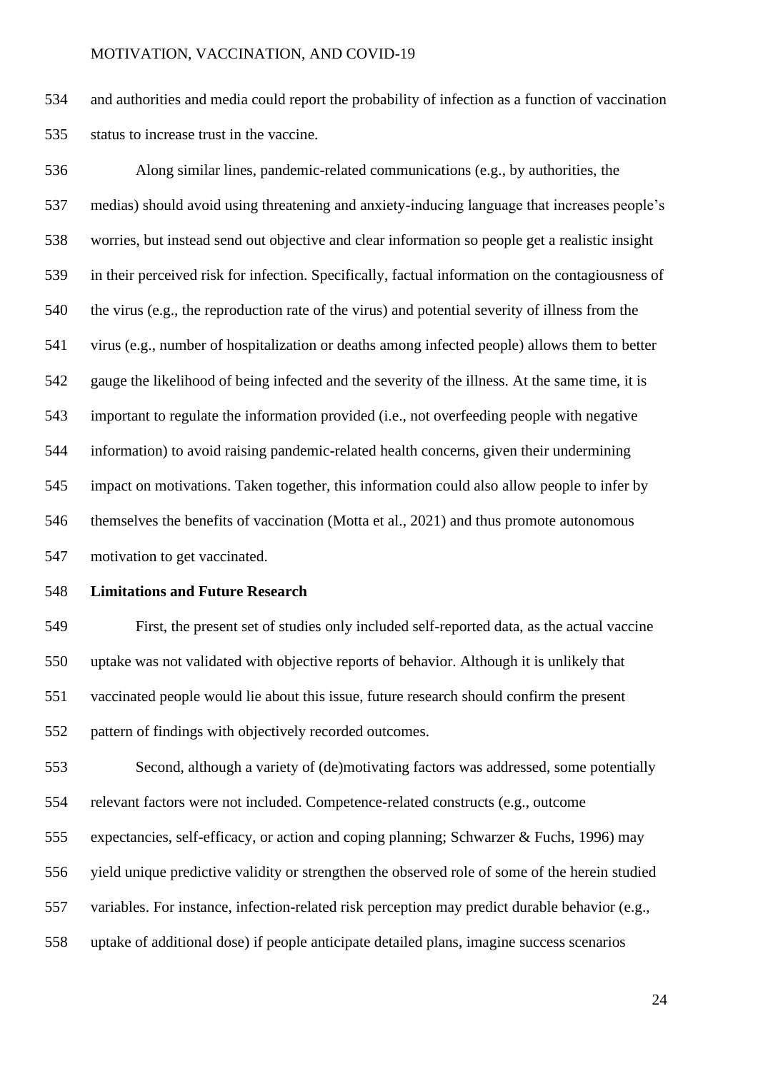and authorities and media could report the probability of infection as a function of vaccination status to increase trust in the vaccine.

Along similar lines, pandemic-related communications (e.g., by authorities, the medias) should avoid using threatening and anxiety-inducing language that increases people's worries, but instead send out objective and clear information so people get a realistic insight in their perceived risk for infection. Specifically, factual information on the contagiousness of the virus (e.g., the reproduction rate of the virus) and potential severity of illness from the virus (e.g., number of hospitalization or deaths among infected people) allows them to better gauge the likelihood of being infected and the severity of the illness. At the same time, it is important to regulate the information provided (i.e., not overfeeding people with negative information) to avoid raising pandemic-related health concerns, given their undermining impact on motivations. Taken together, this information could also allow people to infer by themselves the benefits of vaccination (Motta et al., 2021) and thus promote autonomous motivation to get vaccinated.

**Limitations and Future Research**

First, the present set of studies only included self-reported data, as the actual vaccine uptake was not validated with objective reports of behavior. Although it is unlikely that vaccinated people would lie about this issue, future research should confirm the present pattern of findings with objectively recorded outcomes.

Second, although a variety of (de)motivating factors was addressed, some potentially relevant factors were not included. Competence-related constructs (e.g., outcome expectancies, self-efficacy, or action and coping planning; Schwarzer & Fuchs, 1996) may yield unique predictive validity or strengthen the observed role of some of the herein studied variables. For instance, infection-related risk perception may predict durable behavior (e.g., uptake of additional dose) if people anticipate detailed plans, imagine success scenarios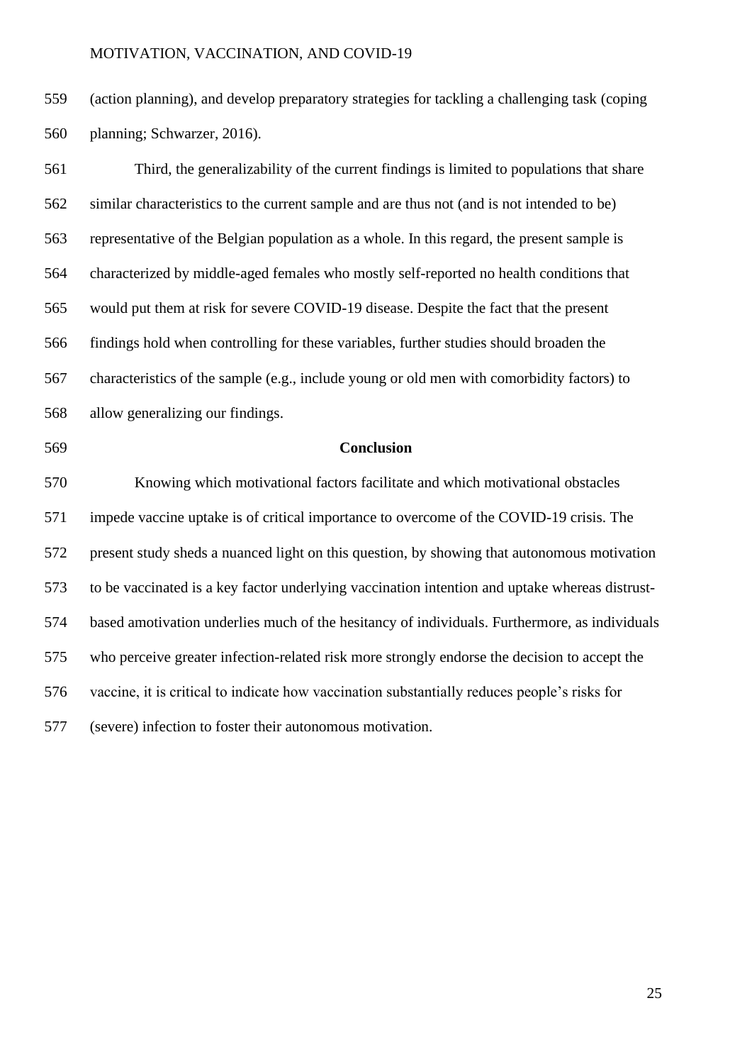(action planning), and develop preparatory strategies for tackling a challenging task (coping planning; Schwarzer, 2016).

Third, the generalizability of the current findings is limited to populations that share similar characteristics to the current sample and are thus not (and is not intended to be) representative of the Belgian population as a whole. In this regard, the present sample is characterized by middle-aged females who mostly self-reported no health conditions that would put them at risk for severe COVID-19 disease. Despite the fact that the present findings hold when controlling for these variables, further studies should broaden the characteristics of the sample (e.g., include young or old men with comorbidity factors) to allow generalizing our findings.

## Conclusion

Knowing which motivational factors facilitate and which motivational obstacles impede vaccine uptake is of critical importance to overcome of the COVID-19 crisis. The present study sheds a nuanced light on this question, by showing that autonomous motivation to be vaccinated is a key factor underlying vaccination intention and uptake whereas distrust-based amotivation underlies much of the hesitancy of individuals. Furthermore, as individuals who perceive greater infection-related risk more strongly endorse the decision to accept the vaccine, it is critical to indicate how vaccination substantially reduces people's risks for (severe) infection to foster their autonomous motivation.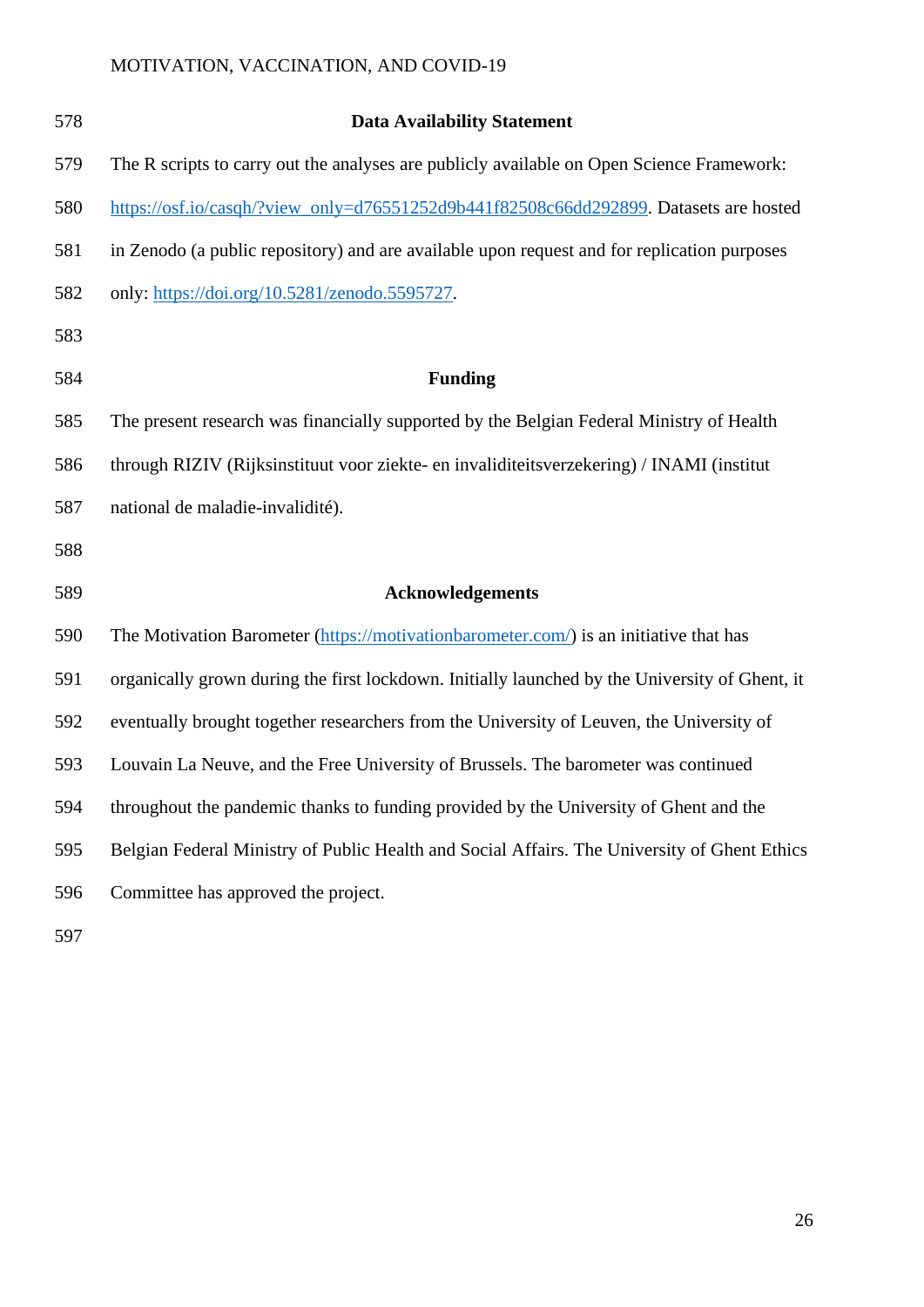## Data Availability Statement

The R scripts to carry out the analyses are publicly available on Open Science Framework: https://osf.io/casqh/?view_only=d76551252d9b441f82508c66dd292899. Datasets are hosted in Zenodo (a public repository) and are available upon request and for replication purposes only: https://doi.org/10.5281/zenodo.5595727.

## Funding

The present research was financially supported by the Belgian Federal Ministry of Health through RIZIV (Rijksinstituut voor ziekte- en invaliditeitsverzekering) / INAMI (institut national de maladie-invalidité).

## Acknowledgements

The Motivation Barometer (https://motivationbarometer.com/) is an initiative that has organically grown during the first lockdown. Initially launched by the University of Ghent, it eventually brought together researchers from the University of Leuven, the University of Louvain La Neuve, and the Free University of Brussels. The barometer was continued throughout the pandemic thanks to funding provided by the University of Ghent and the Belgian Federal Ministry of Public Health and Social Affairs. The University of Ghent Ethics Committee has approved the project.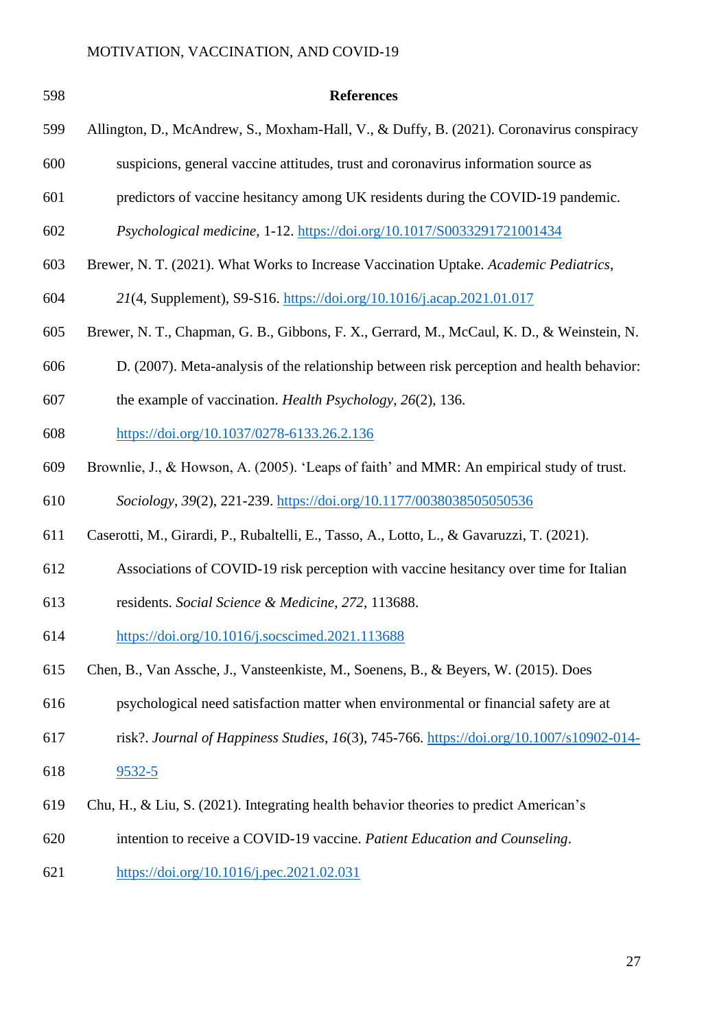## References

Allington, D., McAndrew, S., Moxham-Hall, V., & Duffy, B. (2021). Coronavirus conspiracy suspicions, general vaccine attitudes, trust and coronavirus information source as predictors of vaccine hesitancy among UK residents during the COVID-19 pandemic. *Psychological medicine*, 1-12. https://doi.org/10.1017/S0033291721001434

Brewer, N. T. (2021). What Works to Increase Vaccination Uptake. *Academic Pediatrics*, *21*(4, Supplement), S9-S16. https://doi.org/10.1016/j.acap.2021.01.017

Brewer, N. T., Chapman, G. B., Gibbons, F. X., Gerrard, M., McCaul, K. D., & Weinstein, N. D. (2007). Meta-analysis of the relationship between risk perception and health behavior: the example of vaccination. *Health Psychology*, *26*(2), 136. https://doi.org/10.1037/0278-6133.26.2.136

Brownlie, J., & Howson, A. (2005). 'Leaps of faith' and MMR: An empirical study of trust. *Sociology*, *39*(2), 221-239. https://doi.org/10.1177/0038038505050536

Caserotti, M., Girardi, P., Rubaltelli, E., Tasso, A., Lotto, L., & Gavaruzzi, T. (2021). Associations of COVID-19 risk perception with vaccine hesitancy over time for Italian residents. *Social Science & Medicine*, *272*, 113688. https://doi.org/10.1016/j.socscimed.2021.113688

Chen, B., Van Assche, J., Vansteenkiste, M., Soenens, B., & Beyers, W. (2015). Does psychological need satisfaction matter when environmental or financial safety are at risk?. *Journal of Happiness Studies*, *16*(3), 745-766. https://doi.org/10.1007/s10902-014-9532-5

Chu, H., & Liu, S. (2021). Integrating health behavior theories to predict American's intention to receive a COVID-19 vaccine. *Patient Education and Counseling*. https://doi.org/10.1016/j.pec.2021.02.031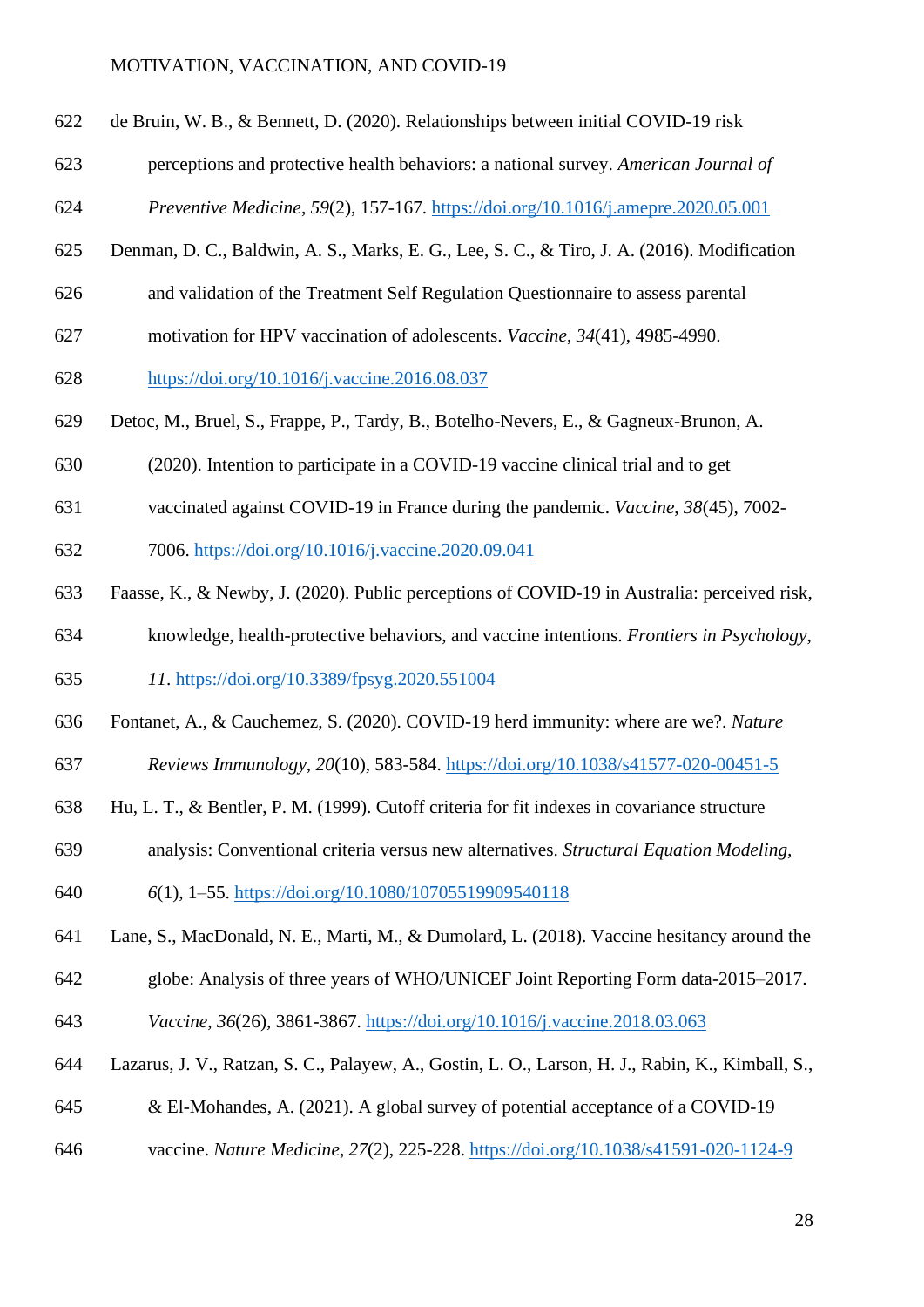de Bruin, W. B., & Bennett, D. (2020). Relationships between initial COVID-19 risk perceptions and protective health behaviors: a national survey. *American Journal of Preventive Medicine*, *59*(2), 157-167. https://doi.org/10.1016/j.amepre.2020.05.001

Denman, D. C., Baldwin, A. S., Marks, E. G., Lee, S. C., & Tiro, J. A. (2016). Modification and validation of the Treatment Self Regulation Questionnaire to assess parental motivation for HPV vaccination of adolescents. *Vaccine*, *34*(41), 4985-4990. https://doi.org/10.1016/j.vaccine.2016.08.037

Detoc, M., Bruel, S., Frappe, P., Tardy, B., Botelho-Nevers, E., & Gagneux-Brunon, A. (2020). Intention to participate in a COVID-19 vaccine clinical trial and to get vaccinated against COVID-19 in France during the pandemic. *Vaccine*, *38*(45), 7002-7006. https://doi.org/10.1016/j.vaccine.2020.09.041

Faasse, K., & Newby, J. (2020). Public perceptions of COVID-19 in Australia: perceived risk, knowledge, health-protective behaviors, and vaccine intentions. *Frontiers in Psychology*, *11*. https://doi.org/10.3389/fpsyg.2020.551004

Fontanet, A., & Cauchemez, S. (2020). COVID-19 herd immunity: where are we?. *Nature Reviews Immunology*, *20*(10), 583-584. https://doi.org/10.1038/s41577-020-00451-5

Hu, L. T., & Bentler, P. M. (1999). Cutoff criteria for fit indexes in covariance structure analysis: Conventional criteria versus new alternatives. *Structural Equation Modeling*, *6*(1), 1–55. https://doi.org/10.1080/10705519909540118

Lane, S., MacDonald, N. E., Marti, M., & Dumolard, L. (2018). Vaccine hesitancy around the globe: Analysis of three years of WHO/UNICEF Joint Reporting Form data-2015–2017. *Vaccine*, *36*(26), 3861-3867. https://doi.org/10.1016/j.vaccine.2018.03.063

Lazarus, J. V., Ratzan, S. C., Palayew, A., Gostin, L. O., Larson, H. J., Rabin, K., Kimball, S., & El-Mohandes, A. (2021). A global survey of potential acceptance of a COVID-19 vaccine. *Nature Medicine*, *27*(2), 225-228. https://doi.org/10.1038/s41591-020-1124-9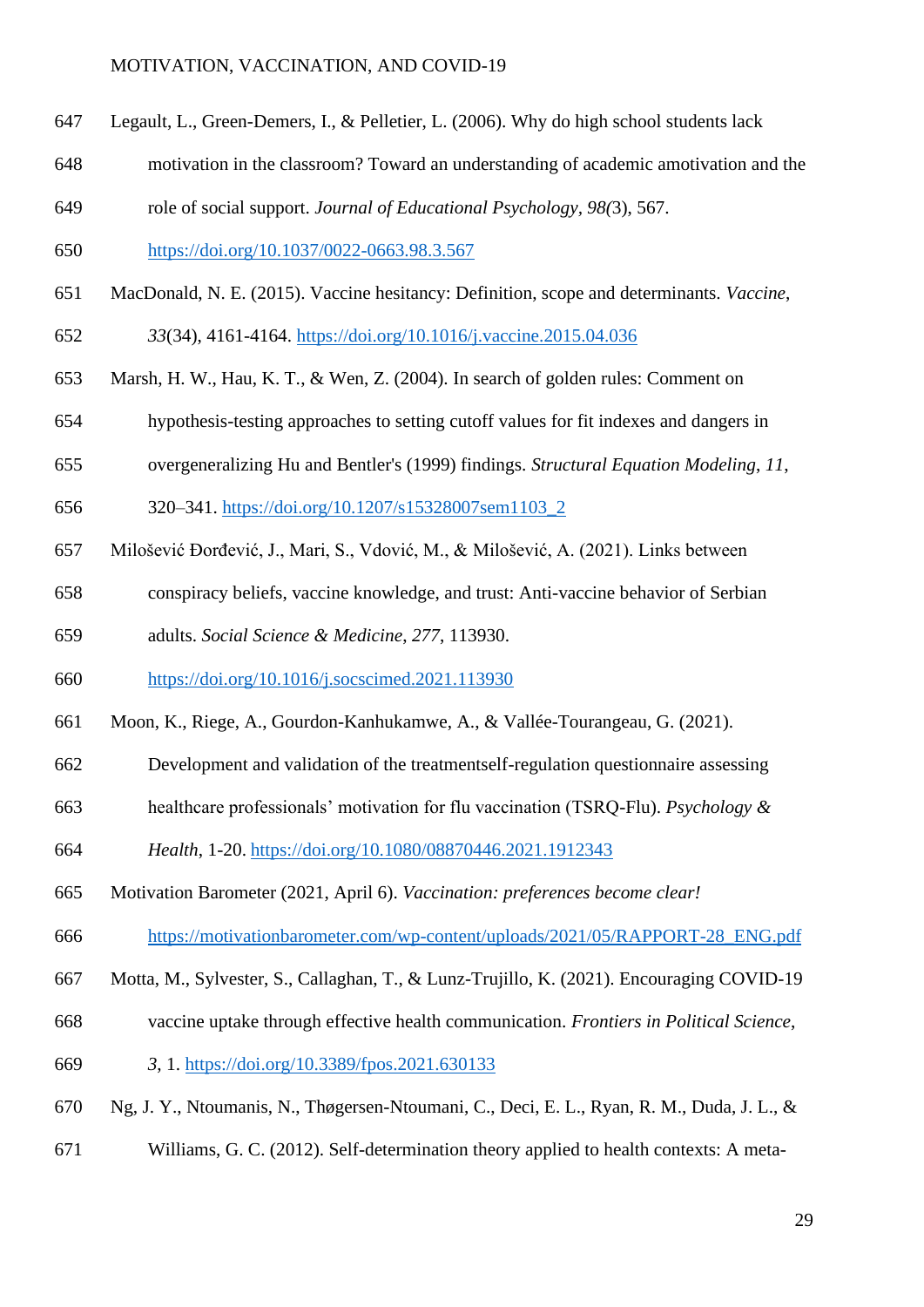Legault, L., Green-Demers, I., & Pelletier, L. (2006). Why do high school students lack motivation in the classroom? Toward an understanding of academic amotivation and the role of social support. *Journal of Educational Psychology*, *98(*3), 567. https://doi.org/10.1037/0022-0663.98.3.567

MacDonald, N. E. (2015). Vaccine hesitancy: Definition, scope and determinants. *Vaccine*, *33*(34), 4161-4164. https://doi.org/10.1016/j.vaccine.2015.04.036

Marsh, H. W., Hau, K. T., & Wen, Z. (2004). In search of golden rules: Comment on hypothesis-testing approaches to setting cutoff values for fit indexes and dangers in overgeneralizing Hu and Bentler's (1999) findings. *Structural Equation Modeling*, *11*, 320–341. https://doi.org/10.1207/s15328007sem1103_2

Milošević Đorđević, J., Mari, S., Vdović, M., & Milošević, A. (2021). Links between conspiracy beliefs, vaccine knowledge, and trust: Anti-vaccine behavior of Serbian adults. *Social Science & Medicine*, *277*, 113930. https://doi.org/10.1016/j.socscimed.2021.113930

Moon, K., Riege, A., Gourdon-Kanhukamwe, A., & Vallée-Tourangeau, G. (2021). Development and validation of the treatmentself-regulation questionnaire assessing healthcare professionals' motivation for flu vaccination (TSRQ-Flu). *Psychology & Health*, 1-20. https://doi.org/10.1080/08870446.2021.1912343

Motivation Barometer (2021, April 6). *Vaccination: preferences become clear!* https://motivationbarometer.com/wp-content/uploads/2021/05/RAPPORT-28_ENG.pdf

Motta, M., Sylvester, S., Callaghan, T., & Lunz-Trujillo, K. (2021). Encouraging COVID-19 vaccine uptake through effective health communication. *Frontiers in Political Science*, *3*, 1. https://doi.org/10.3389/fpos.2021.630133

Ng, J. Y., Ntoumanis, N., Thøgersen-Ntoumani, C., Deci, E. L., Ryan, R. M., Duda, J. L., & Williams, G. C. (2012). Self-determination theory applied to health contexts: A meta-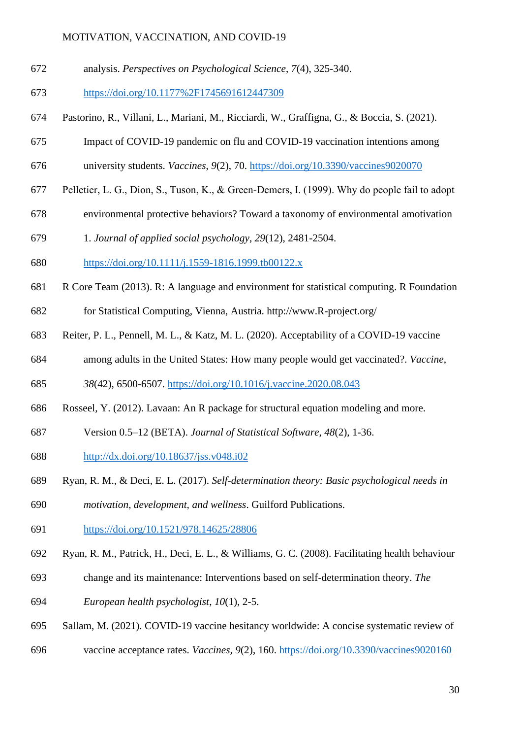analysis. *Perspectives on Psychological Science*, *7*(4), 325-340. https://doi.org/10.1177%2F1745691612447309

Pastorino, R., Villani, L., Mariani, M., Ricciardi, W., Graffigna, G., & Boccia, S. (2021). Impact of COVID-19 pandemic on flu and COVID-19 vaccination intentions among university students. *Vaccines*, *9*(2), 70. https://doi.org/10.3390/vaccines9020070

Pelletier, L. G., Dion, S., Tuson, K., & Green-Demers, I. (1999). Why do people fail to adopt environmental protective behaviors? Toward a taxonomy of environmental amotivation 1. *Journal of applied social psychology*, *29*(12), 2481-2504. https://doi.org/10.1111/j.1559-1816.1999.tb00122.x

R Core Team (2013). R: A language and environment for statistical computing. R Foundation for Statistical Computing, Vienna, Austria. http://www.R-project.org/

Reiter, P. L., Pennell, M. L., & Katz, M. L. (2020). Acceptability of a COVID-19 vaccine among adults in the United States: How many people would get vaccinated?. *Vaccine*, *38*(42), 6500-6507. https://doi.org/10.1016/j.vaccine.2020.08.043

Rosseel, Y. (2012). Lavaan: An R package for structural equation modeling and more. Version 0.5–12 (BETA). *Journal of Statistical Software*, *48*(2), 1-36. http://dx.doi.org/10.18637/jss.v048.i02

Ryan, R. M., & Deci, E. L. (2017). *Self-determination theory: Basic psychological needs in motivation, development, and wellness*. Guilford Publications. https://doi.org/10.1521/978.14625/28806

Ryan, R. M., Patrick, H., Deci, E. L., & Williams, G. C. (2008). Facilitating health behaviour change and its maintenance: Interventions based on self-determination theory. *The European health psychologist*, *10*(1), 2-5.

Sallam, M. (2021). COVID-19 vaccine hesitancy worldwide: A concise systematic review of vaccine acceptance rates. *Vaccines*, *9*(2), 160. https://doi.org/10.3390/vaccines9020160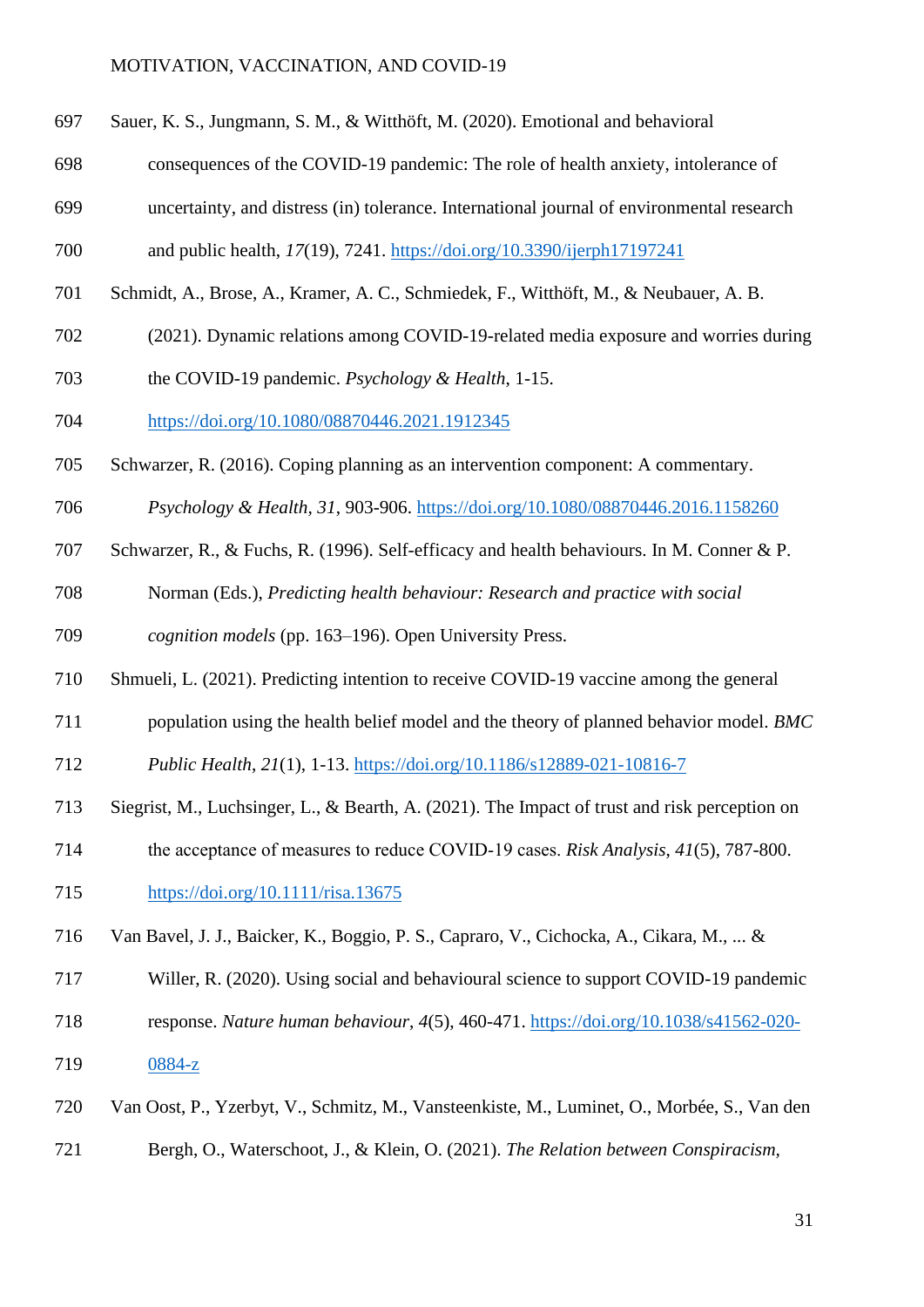Sauer, K. S., Jungmann, S. M., & Witthöft, M. (2020). Emotional and behavioral consequences of the COVID-19 pandemic: The role of health anxiety, intolerance of uncertainty, and distress (in) tolerance. International journal of environmental research and public health, *17*(19), 7241. https://doi.org/10.3390/ijerph17197241

Schmidt, A., Brose, A., Kramer, A. C., Schmiedek, F., Witthöft, M., & Neubauer, A. B. (2021). Dynamic relations among COVID-19-related media exposure and worries during the COVID-19 pandemic. *Psychology & Health*, 1-15. https://doi.org/10.1080/08870446.2021.1912345

Schwarzer, R. (2016). Coping planning as an intervention component: A commentary. *Psychology & Health, 31*, 903-906. https://doi.org/10.1080/08870446.2016.1158260

Schwarzer, R., & Fuchs, R. (1996). Self-efficacy and health behaviours. In M. Conner & P. Norman (Eds.), *Predicting health behaviour: Research and practice with social cognition models* (pp. 163–196). Open University Press.

Shmueli, L. (2021). Predicting intention to receive COVID-19 vaccine among the general population using the health belief model and the theory of planned behavior model. *BMC Public Health*, *21*(1), 1-13. https://doi.org/10.1186/s12889-021-10816-7

Siegrist, M., Luchsinger, L., & Bearth, A. (2021). The Impact of trust and risk perception on the acceptance of measures to reduce COVID-19 cases. *Risk Analysis*, *41*(5), 787-800. https://doi.org/10.1111/risa.13675

Van Bavel, J. J., Baicker, K., Boggio, P. S., Capraro, V., Cichocka, A., Cikara, M., ... & Willer, R. (2020). Using social and behavioural science to support COVID-19 pandemic response. *Nature human behaviour*, *4*(5), 460-471. https://doi.org/10.1038/s41562-020-0884-z

Van Oost, P., Yzerbyt, V., Schmitz, M., Vansteenkiste, M., Luminet, O., Morbée, S., Van den Bergh, O., Waterschoot, J., & Klein, O. (2021). *The Relation between Conspiracism,*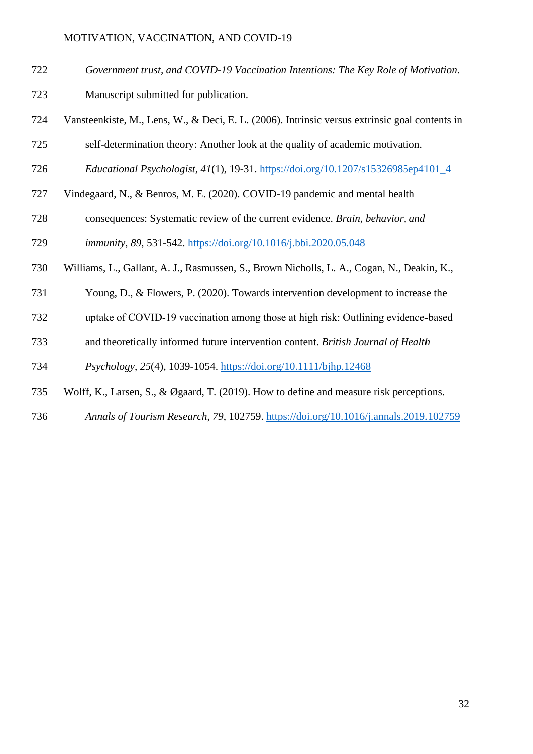*Government trust, and COVID-19 Vaccination Intentions: The Key Role of Motivation.* Manuscript submitted for publication.

Vansteenkiste, M., Lens, W., & Deci, E. L. (2006). Intrinsic versus extrinsic goal contents in self-determination theory: Another look at the quality of academic motivation. *Educational Psychologist*, *41*(1), 19-31. https://doi.org/10.1207/s15326985ep4101_4

Vindegaard, N., & Benros, M. E. (2020). COVID-19 pandemic and mental health consequences: Systematic review of the current evidence. *Brain, behavior, and immunity*, *89*, 531-542. https://doi.org/10.1016/j.bbi.2020.05.048

Williams, L., Gallant, A. J., Rasmussen, S., Brown Nicholls, L. A., Cogan, N., Deakin, K., Young, D., & Flowers, P. (2020). Towards intervention development to increase the uptake of COVID-19 vaccination among those at high risk: Outlining evidence-based and theoretically informed future intervention content. *British Journal of Health Psychology*, *25*(4), 1039-1054. https://doi.org/10.1111/bjhp.12468

Wolff, K., Larsen, S., & Øgaard, T. (2019). How to define and measure risk perceptions. *Annals of Tourism Research*, *79*, 102759. https://doi.org/10.1016/j.annals.2019.102759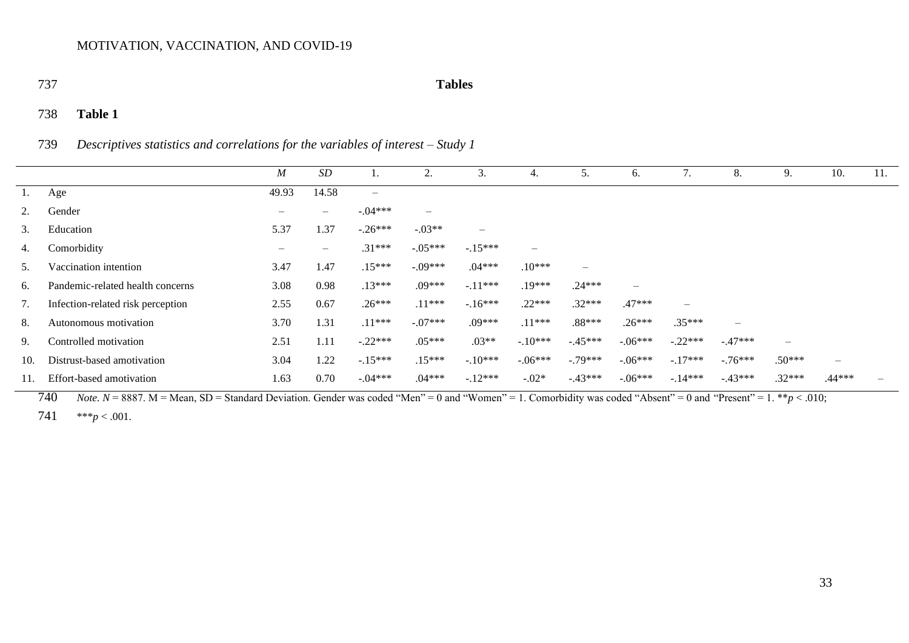# Tables

## Table 1

*Descriptives statistics and correlations for the variables of interest – Study 1*

| | | *M* | *SD* | 1. | 2. | 3. | 4. | 5. | 6. | 7. | 8. | 9. | 10. | 11. |
|---|---|---|---|---|---|---|---|---|---|---|---|---|---|---|
| 1. | Age | 49.93 | 14.58 | – | | | | | | | | | | |
| 2. | Gender | – | – | -.04*** | – | | | | | | | | | |
| 3. | Education | 5.37 | 1.37 | -.26*** | -.03** | – | | | | | | | | |
| 4. | Comorbidity | – | – | .31*** | -.05*** | -.15*** | – | | | | | | | |
| 5. | Vaccination intention | 3.47 | 1.47 | .15*** | -.09*** | .04*** | .10*** | – | | | | | | |
| 6. | Pandemic-related health concerns | 3.08 | 0.98 | .13*** | .09*** | -.11*** | .19*** | .24*** | – | | | | | |
| 7. | Infection-related risk perception | 2.55 | 0.67 | .26*** | .11*** | -.16*** | .22*** | .32*** | .47*** | – | | | | |
| 8. | Autonomous motivation | 3.70 | 1.31 | .11*** | -.07*** | .09*** | .11*** | .88*** | .26*** | .35*** | – | | | |
| 9. | Controlled motivation | 2.51 | 1.11 | -.22*** | .05*** | .03** | -.10*** | -.45*** | -.06*** | -.22*** | -.47*** | – | | |
| 10. | Distrust-based amotivation | 3.04 | 1.22 | -.15*** | .15*** | -.10*** | -.06*** | -.79*** | -.06*** | -.17*** | -.76*** | .50*** | – | |
| 11. | Effort-based amotivation | 1.63 | 0.70 | -.04*** | .04*** | -.12*** | -.02* | -.43*** | -.06*** | -.14*** | -.43*** | .32*** | .44*** | – |

*Note.* $N = 8887$. M = Mean, SD = Standard Deviation. Gender was coded "Men" = 0 and "Women" = 1. Comorbidity was coded "Absent" = 0 and "Present" = 1. **$p < .010$; ***$p < .001$.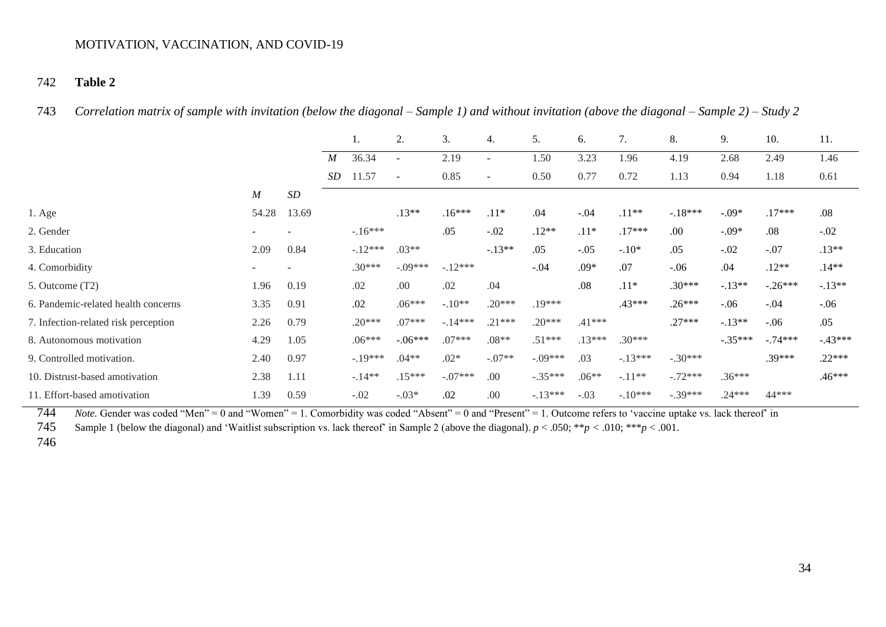**Table 2**

*Correlation matrix of sample with invitation (below the diagonal – Sample 1) and without invitation (above the diagonal – Sample 2) – Study 2*

| | | | | 1. | 2. | 3. | 4. | 5. | 6. | 7. | 8. | 9. | 10. | 11. |
|---|---|---|---|---|---|---|---|---|---|---|---|---|---|---|
| | | | *M* | 36.34 | - | 2.19 | - | 1.50 | 3.23 | 1.96 | 4.19 | 2.68 | 2.49 | 1.46 |
| | | | *SD* | 11.57 | - | 0.85 | - | 0.50 | 0.77 | 0.72 | 1.13 | 0.94 | 1.18 | 0.61 |
| | *M* | *SD* | | | | | | | | | | | | |
| 1. Age | 54.28 | 13.69 | | | .13** | .16*** | .11* | .04 | -.04 | .11** | -.18*** | -.09* | .17*** | .08 |
| 2. Gender | - | - | | -.16*** | | .05 | -.02 | .12** | .11* | .17*** | .00 | -.09* | .08 | -.02 |
| 3. Education | 2.09 | 0.84 | | -.12*** | .03** | | -.13** | .05 | -.05 | -.10* | .05 | -.02 | -.07 | .13** |
| 4. Comorbidity | - | - | | .30*** | -.09*** | -.12*** | | -.04 | .09* | .07 | -.06 | .04 | .12** | .14** |
| 5. Outcome (T2) | 1.96 | 0.19 | | .02 | .00 | .02 | .04 | | .08 | .11* | .30*** | -.13** | -.26*** | -.13** |
| 6. Pandemic-related health concerns | 3.35 | 0.91 | | .02 | .06*** | -.10** | .20*** | .19*** | | .43*** | .26*** | -.06 | -.04 | -.06 |
| 7. Infection-related risk perception | 2.26 | 0.79 | | .20*** | .07*** | -.14*** | .21*** | .20*** | .41*** | | .27*** | -.13** | -.06 | .05 |
| 8. Autonomous motivation | 4.29 | 1.05 | | .06*** | -.06*** | .07*** | .08** | .51*** | .13*** | .30*** | | -.35*** | -.74*** | -.43*** |
| 9. Controlled motivation. | 2.40 | 0.97 | | -.19*** | .04** | .02* | -.07** | -.09*** | .03 | -.13*** | -.30*** | | .39*** | .22*** |
| 10. Distrust-based amotivation | 2.38 | 1.11 | | -.14** | .15*** | -.07*** | .00 | -.35*** | .06** | -.11** | -.72*** | .36*** | | .46*** |
| 11. Effort-based amotivation | 1.39 | 0.59 | | -.02 | -.03* | .02 | .00 | -.13*** | -.03 | -.10*** | -.39*** | .24*** | 44*** | |

*Note.* Gender was coded "Men" = 0 and "Women" = 1. Comorbidity was coded "Absent" = 0 and "Present" = 1. Outcome refers to 'vaccine uptake vs. lack thereof' in Sample 1 (below the diagonal) and 'Waitlist subscription vs. lack thereof' in Sample 2 (above the diagonal). $p < .050$; $^{**}p < .010$; $^{***}p < .001$.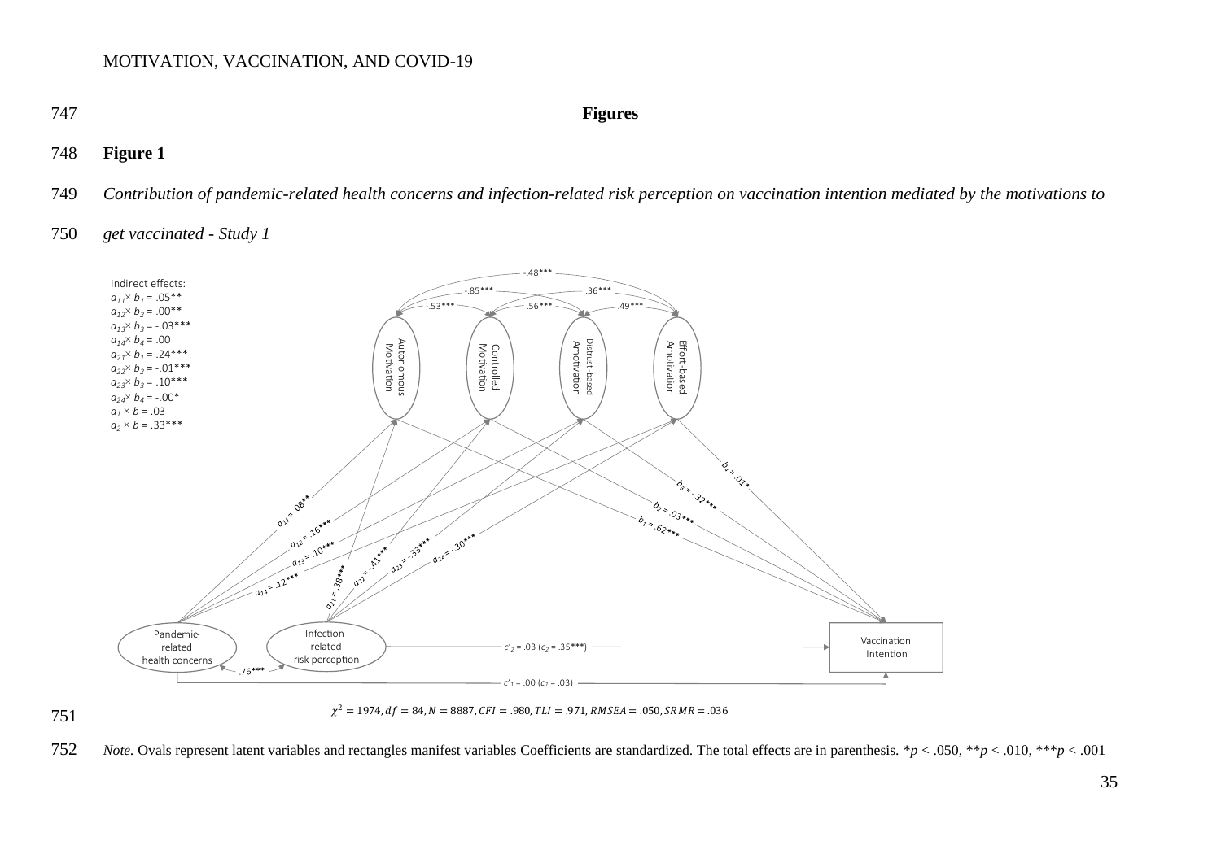# Figures

**Figure 1**

*Contribution of pandemic-related health concerns and infection-related risk perception on vaccination intention mediated by the motivations to get vaccinated - Study 1*

Indirect effects:
$a_{11} \times b_1 = .05^{**}$
$a_{12} \times b_2 = .00^{**}$
$a_{13} \times b_3 = -.03^{***}$
$a_{14} \times b_4 = .00$
$a_{21} \times b_1 = .24^{***}$
$a_{22} \times b_2 = -.01^{***}$
$a_{23} \times b_3 = .10^{***}$
$a_{24} \times b_4 = -.00^{*}$
$a_1 \times b = .03$
$a_2 \times b = .33^{***}$

Autonomous Motivation; Controlled Motivation; Distrust-based Amotivation; Effort-based Amotivation

Correlations among motivations: $-.48^{***}$, $-.85^{***}$, $.36^{***}$, $-.53^{***}$, $.56^{***}$, $.49^{***}$

$a_{11} = .08^{**}$; $a_{12} = .16^{***}$; $a_{13} = .10^{***}$; $a_{14} = .12^{***}$; $a_{21} = .38^{***}$; $a_{22} = -.41^{***}$; $a_{23} = -.33^{***}$; $a_{24} = -.30^{***}$

$b_1 = .62^{***}$; $b_2 = .03^{***}$; $b_3 = -.32^{***}$; $b_4 = .01^{*}$

Pandemic-related health concerns; Infection-related risk perception ($.76^{***}$); Vaccination Intention

$c'_2 = .03$ ($c_2 = .35^{***}$)
$c'_1 = .00$ ($c_1 = .03$)

$\chi^2 = 1974, df = 84, N = 8887, CFI = .980, TLI = .971, RMSEA = .050, SRMR = .036$

*Note.* Ovals represent latent variables and rectangles manifest variables Coefficients are standardized. The total effects are in parenthesis. \*$p < .050$, \*\*$p < .010$, \*\*\*$p < .001$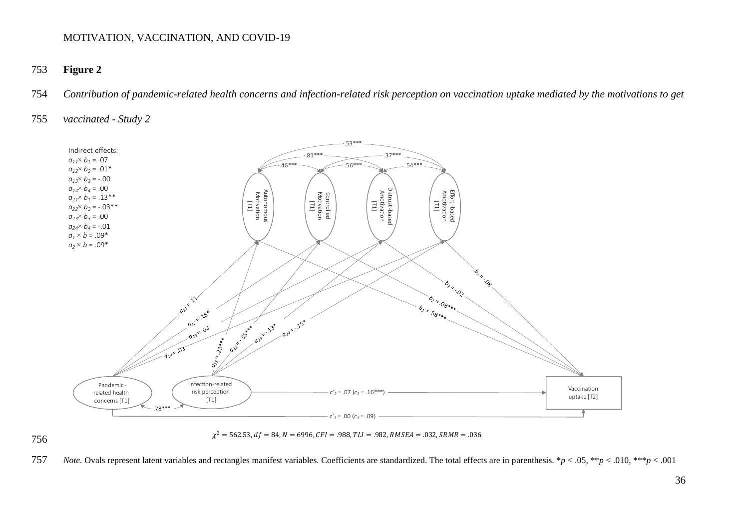**Figure 2**

*Contribution of pandemic-related health concerns and infection-related risk perception on vaccination uptake mediated by the motivations to get vaccinated - Study 2*

Indirect effects:
$a_{11} \times b_1 = .07$
$a_{12} \times b_2 = .01$*
$a_{13} \times b_3 = -.00$
$a_{14} \times b_4 = .00$
$a_{21} \times b_1 = .13$**
$a_{22} \times b_2 = -.03$**
$a_{23} \times b_3 = .00$
$a_{24} \times b_4 = -.01$
$a_1 \times b = .09$*
$a_2 \times b = .09$*

$\chi^2 = 562.53, df = 84, N = 6996, CFI = .988, TLI = .982, RMSEA = .032, SRMR = .036$

*Note.* Ovals represent latent variables and rectangles manifest variables. Coefficients are standardized. The total effects are in parenthesis. *$p < .05$, **$p < .010$, ***$p < .001$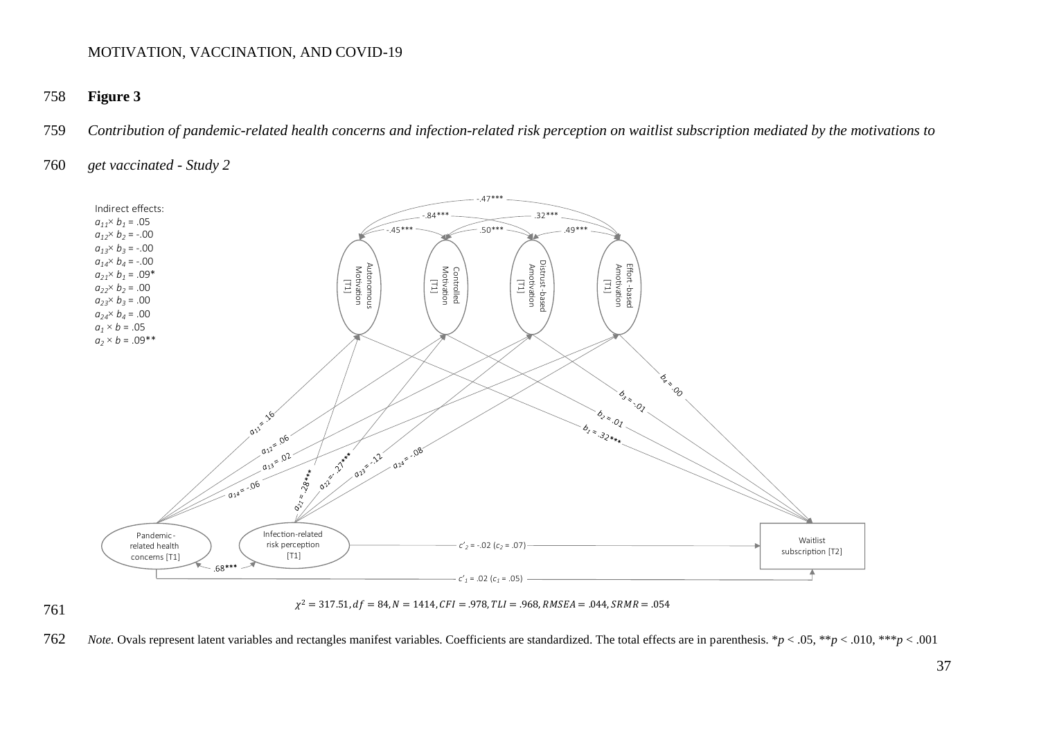**Figure 3**

*Contribution of pandemic-related health concerns and infection-related risk perception on waitlist subscription mediated by the motivations to get vaccinated - Study 2*

Indirect effects:
$a_{11} \times b_1 = .05$
$a_{12} \times b_2 = -.00$
$a_{13} \times b_3 = -.00$
$a_{14} \times b_4 = -.00$
$a_{21} \times b_1 = .09$*
$a_{22} \times b_2 = .00$
$a_{23} \times b_3 = .00$
$a_{24} \times b_4 = .00$
$a_1 \times b = .05$
$a_2 \times b = .09$**

$\chi^2 = 317.51, df = 84, N = 1414, CFI = .978, TLI = .968, RMSEA = .044, SRMR = .054$

*Note.* Ovals represent latent variables and rectangles manifest variables. Coefficients are standardized. The total effects are in parenthesis. \*$p < .05$, \*\*$p < .010$, \*\*\*$p < .001$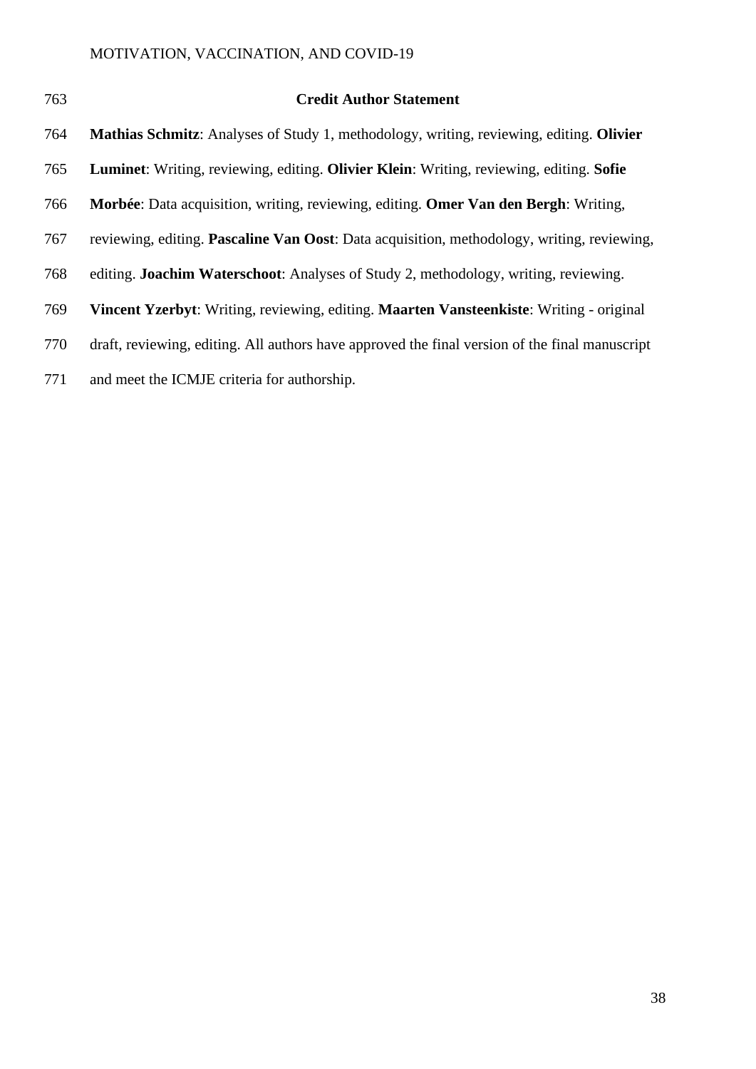## Credit Author Statement

**Mathias Schmitz**: Analyses of Study 1, methodology, writing, reviewing, editing. **Olivier Luminet**: Writing, reviewing, editing. **Olivier Klein**: Writing, reviewing, editing. **Sofie Morbée**: Data acquisition, writing, reviewing, editing. **Omer Van den Bergh**: Writing, reviewing, editing. **Pascaline Van Oost**: Data acquisition, methodology, writing, reviewing, editing. **Joachim Waterschoot**: Analyses of Study 2, methodology, writing, reviewing. **Vincent Yzerbyt**: Writing, reviewing, editing. **Maarten Vansteenkiste**: Writing - original draft, reviewing, editing. All authors have approved the final version of the final manuscript and meet the ICMJE criteria for authorship.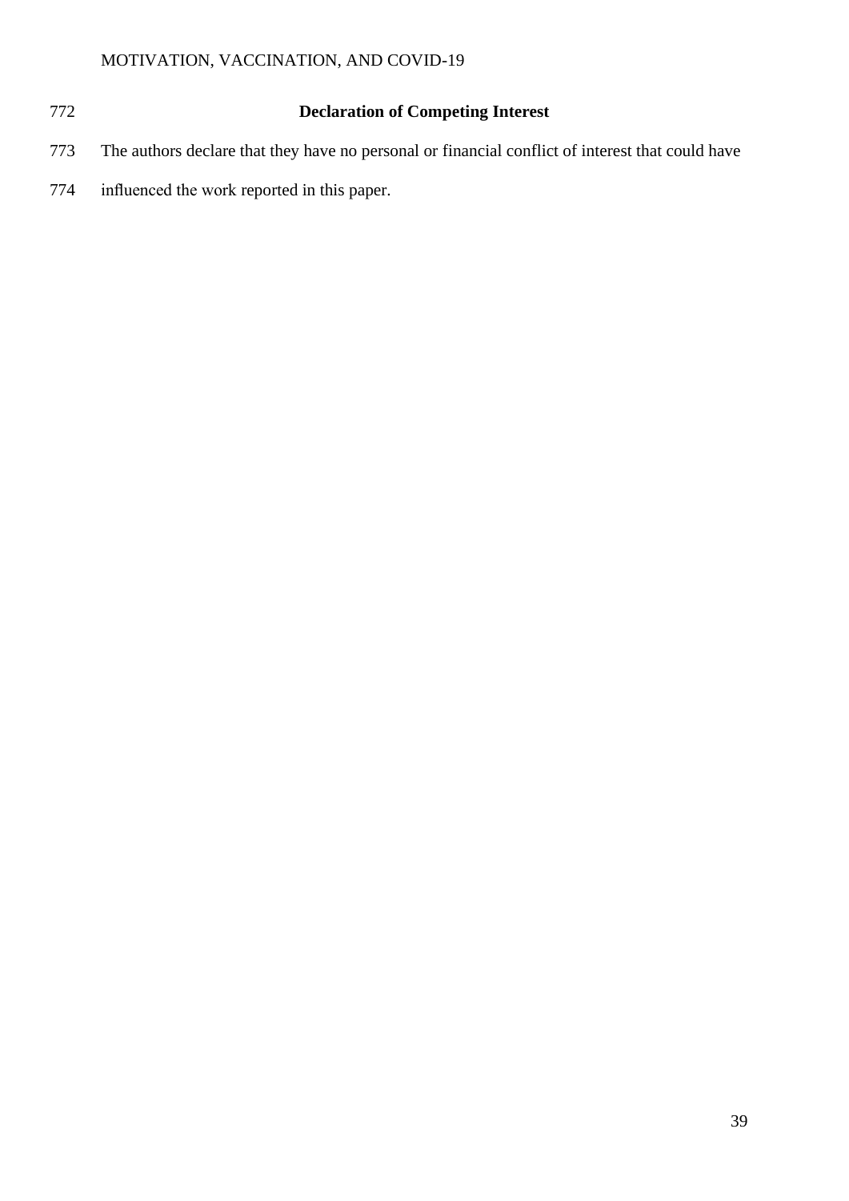## Declaration of Competing Interest

The authors declare that they have no personal or financial conflict of interest that could have influenced the work reported in this paper.